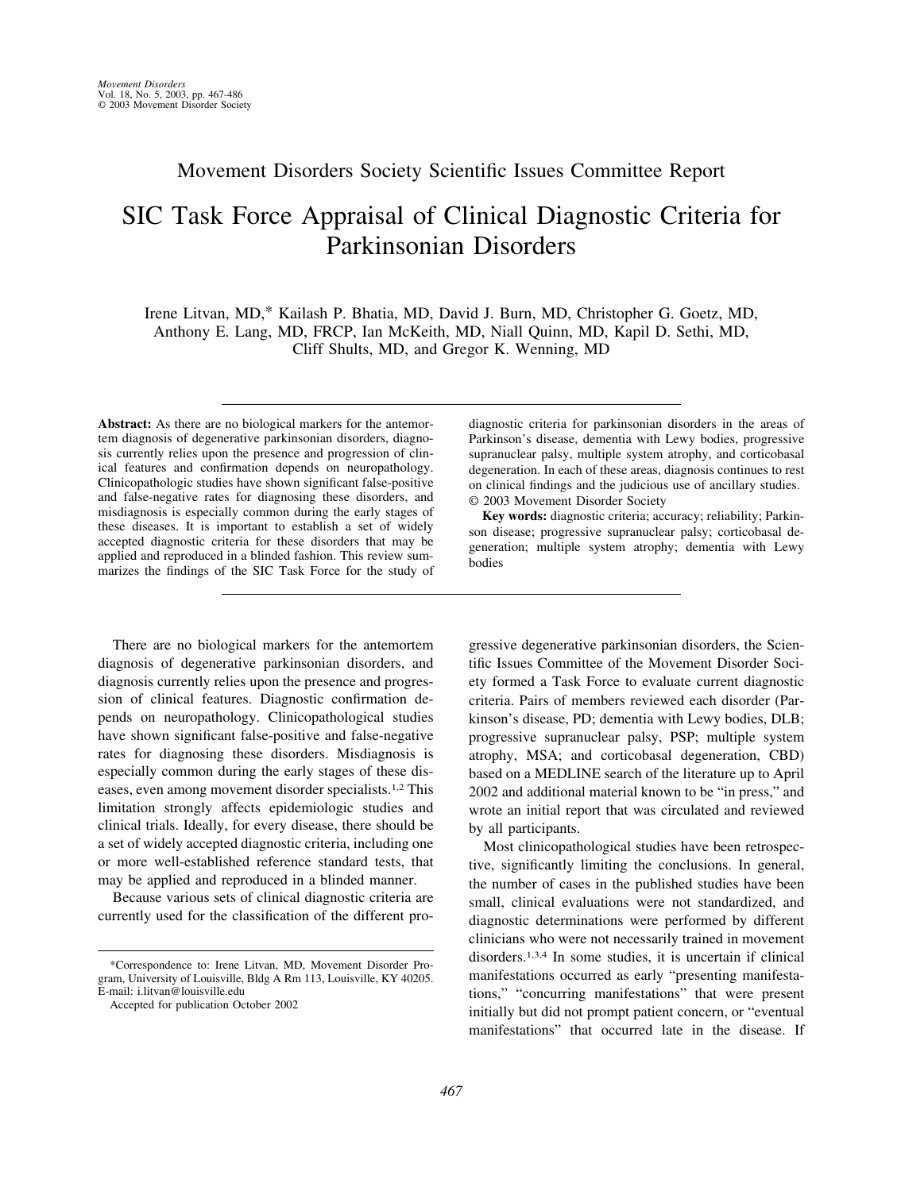Movement Disorders Society Scientific Issues Committee Report

# SIC Task Force Appraisal of Clinical Diagnostic Criteria for Parkinsonian Disorders

Irene Litvan, MD,* Kailash P. Bhatia, MD, David J. Burn, MD, Christopher G. Goetz, MD, Anthony E. Lang, MD, FRCP, Ian McKeith, MD, Niall Quinn, MD, Kapil D. Sethi, MD, Cliff Shults, MD, and Gregor K. Wenning, MD

**Abstract:** As there are no biological markers for the antemortem diagnosis of degenerative parkinsonian disorders, diagnosis currently relies upon the presence and progression of clinical features and confirmation depends on neuropathology. Clinicopathologic studies have shown significant false-positive and false-negative rates for diagnosing these disorders, and misdiagnosis is especially common during the early stages of these diseases. It is important to establish a set of widely accepted diagnostic criteria for these disorders that may be applied and reproduced in a blinded fashion. This review summarizes the findings of the SIC Task Force for the study of diagnostic criteria for parkinsonian disorders in the areas of Parkinson's disease, dementia with Lewy bodies, progressive supranuclear palsy, multiple system atrophy, and corticobasal degeneration. In each of these areas, diagnosis continues to rest on clinical findings and the judicious use of ancillary studies. © 2003 Movement Disorder Society

**Key words:** diagnostic criteria; accuracy; reliability; Parkinson disease; progressive supranuclear palsy; corticobasal degeneration; multiple system atrophy; dementia with Lewy bodies

There are no biological markers for the antemortem diagnosis of degenerative parkinsonian disorders, and diagnosis currently relies upon the presence and progression of clinical features. Diagnostic confirmation depends on neuropathology. Clinicopathological studies have shown significant false-positive and false-negative rates for diagnosing these disorders. Misdiagnosis is especially common during the early stages of these diseases, even among movement disorder specialists.[1,2] This limitation strongly affects epidemiologic studies and clinical trials. Ideally, for every disease, there should be a set of widely accepted diagnostic criteria, including one or more well-established reference standard tests, that may be applied and reproduced in a blinded manner.

Because various sets of clinical diagnostic criteria are currently used for the classification of the different progressive degenerative parkinsonian disorders, the Scientific Issues Committee of the Movement Disorder Society formed a Task Force to evaluate current diagnostic criteria. Pairs of members reviewed each disorder (Parkinson's disease, PD; dementia with Lewy bodies, DLB; progressive supranuclear palsy, PSP; multiple system atrophy, MSA; and corticobasal degeneration, CBD) based on a MEDLINE search of the literature up to April 2002 and additional material known to be "in press," and wrote an initial report that was circulated and reviewed by all participants.

Most clinicopathological studies have been retrospective, significantly limiting the conclusions. In general, the number of cases in the published studies have been small, clinical evaluations were not standardized, and diagnostic determinations were performed by different clinicians who were not necessarily trained in movement disorders.[1,3,4] In some studies, it is uncertain if clinical manifestations occurred as early "presenting manifestations," "concurring manifestations" that were present initially but did not prompt patient concern, or "eventual manifestations" that occurred late in the disease. If

*Correspondence to: Irene Litvan, MD, Movement Disorder Program, University of Louisville, Bldg A Rm 113, Louisville, KY 40205. E-mail: i.litvan@louisville.edu

Accepted for publication October 2002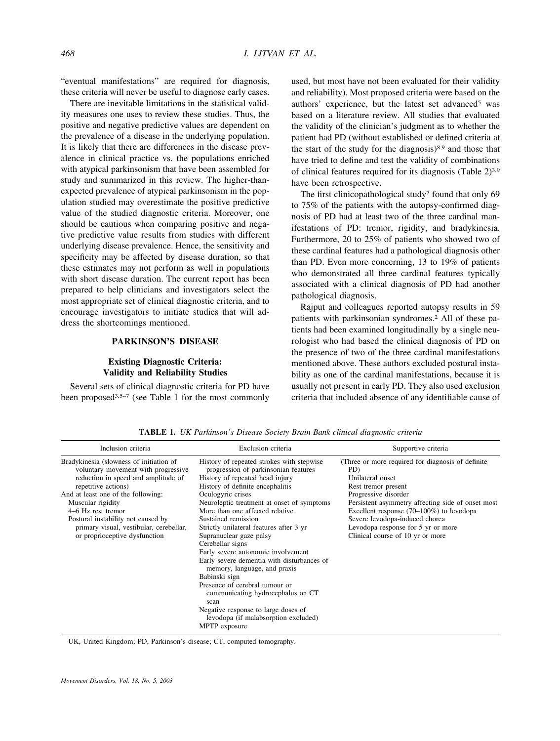"eventual manifestations" are required for diagnosis, these criteria will never be useful to diagnose early cases.

There are inevitable limitations in the statistical validity measures one uses to review these studies. Thus, the positive and negative predictive values are dependent on the prevalence of a disease in the underlying population. It is likely that there are differences in the disease prevalence in clinical practice vs. the populations enriched with atypical parkinsonism that have been assembled for study and summarized in this review. The higher-than-expected prevalence of atypical parkinsonism in the population studied may overestimate the positive predictive value of the studied diagnostic criteria. Moreover, one should be cautious when comparing positive and negative predictive value results from studies with different underlying disease prevalence. Hence, the sensitivity and specificity may be affected by disease duration, so that these estimates may not perform as well in populations with short disease duration. The current report has been prepared to help clinicians and investigators select the most appropriate set of clinical diagnostic criteria, and to encourage investigators to initiate studies that will address the shortcomings mentioned.

## PARKINSON'S DISEASE

### Existing Diagnostic Criteria: Validity and Reliability Studies

Several sets of clinical diagnostic criteria for PD have been proposed[3,5–7] (see Table 1 for the most commonly used, but most have not been evaluated for their validity and reliability). Most proposed criteria were based on the authors' experience, but the latest set advanced[5] was based on a literature review. All studies that evaluated the validity of the clinician's judgment as to whether the patient had PD (without established or defined criteria at the start of the study for the diagnosis)[8,9] and those that have tried to define and test the validity of combinations of clinical features required for its diagnosis (Table 2)[3,9] have been retrospective.

The first clinicopathological study[7] found that only 69 to 75% of the patients with the autopsy-confirmed diagnosis of PD had at least two of the three cardinal manifestations of PD: tremor, rigidity, and bradykinesia. Furthermore, 20 to 25% of patients who showed two of these cardinal features had a pathological diagnosis other than PD. Even more concerning, 13 to 19% of patients who demonstrated all three cardinal features typically associated with a clinical diagnosis of PD had another pathological diagnosis.

Rajput and colleagues reported autopsy results in 59 patients with parkinsonian syndromes.[2] All of these patients had been examined longitudinally by a single neurologist who had based the clinical diagnosis of PD on the presence of two of the three cardinal manifestations mentioned above. These authors excluded postural instability as one of the cardinal manifestations, because it is usually not present in early PD. They also used exclusion criteria that included absence of any identifiable cause of

**TABLE 1.** *UK Parkinson's Disease Society Brain Bank clinical diagnostic criteria*

| Inclusion criteria | Exclusion criteria | Supportive criteria |
|---|---|---|
| Bradykinesia (slowness of initiation of voluntary movement with progressive reduction in speed and amplitude of repetitive actions) | History of repeated strokes with stepwise progression of parkinsonian features | (Three or more required for diagnosis of definite PD) |
| And at least one of the following: | History of repeated head injury | Unilateral onset |
| Muscular rigidity | History of definite encephalitis | Rest tremor present |
| 4–6 Hz rest tremor | Oculogyric crises | Progressive disorder |
| Postural instability not caused by primary visual, vestibular, cerebellar, or proprioceptive dysfunction | Neuroleptic treatment at onset of symptoms | Persistent asymmetry affecting side of onset most |
| | More than one affected relative | Excellent response (70–100%) to levodopa |
| | Sustained remission | Severe levodopa-induced chorea |
| | Strictly unilateral features after 3 yr | Levodopa response for 5 yr or more |
| | Supranuclear gaze palsy | Clinical course of 10 yr or more |
| | Cerebellar signs | |
| | Early severe autonomic involvement | |
| | Early severe dementia with disturbances of memory, language, and praxis | |
| | Babinski sign | |
| | Presence of cerebral tumour or communicating hydrocephalus on CT scan | |
| | Negative response to large doses of levodopa (if malabsorption excluded) | |
| | MPTP exposure | |

UK, United Kingdom; PD, Parkinson's disease; CT, computed tomography.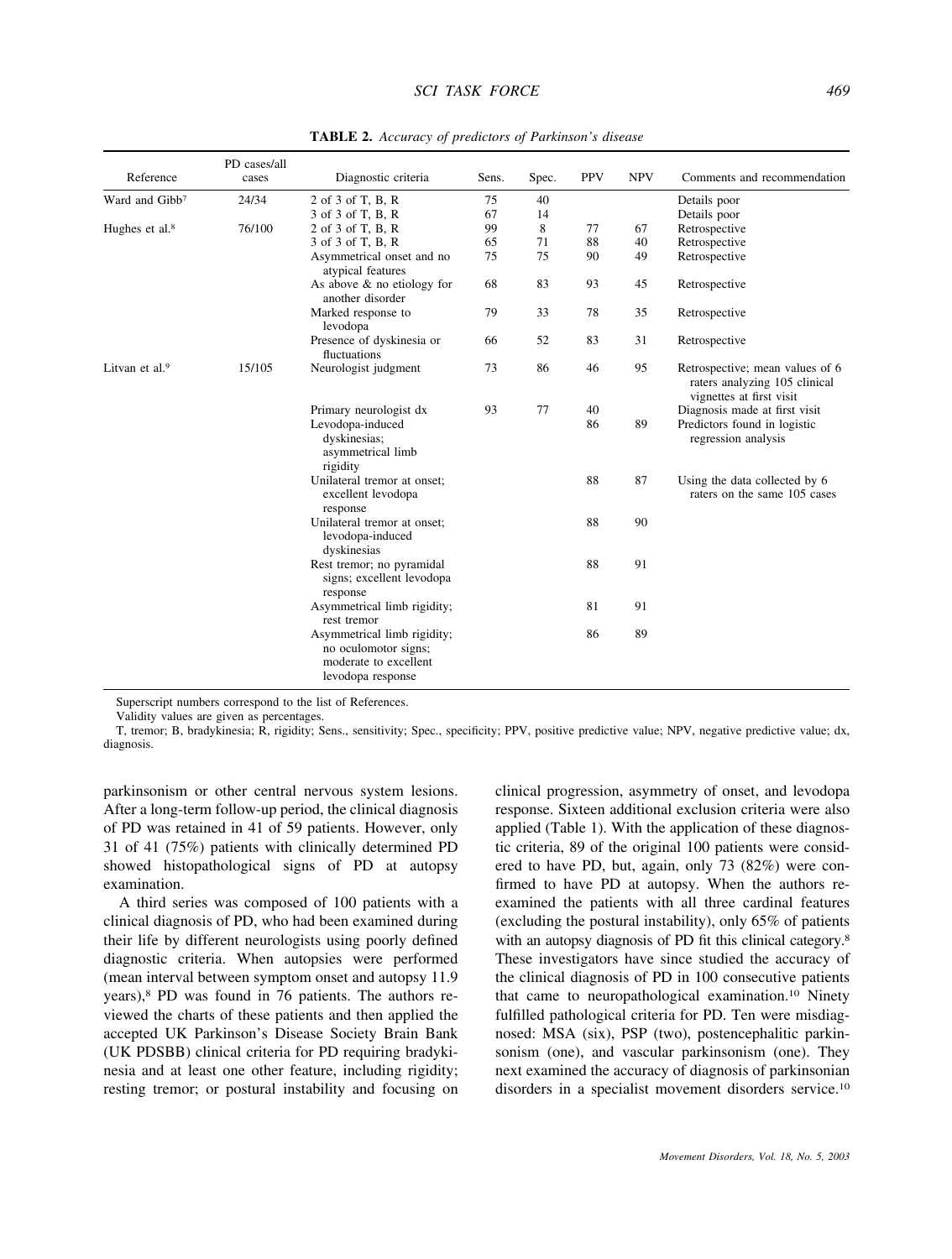**TABLE 2.** *Accuracy of predictors of Parkinson's disease*

| Reference | PD cases/all cases | Diagnostic criteria | Sens. | Spec. | PPV | NPV | Comments and recommendation |
|---|---|---|---|---|---|---|---|
| Ward and Gibb[7] | 24/34 | 2 of 3 of T, B, R | 75 | 40 | | | Details poor |
| | | 3 of 3 of T, B, R | 67 | 14 | | | Details poor |
| Hughes et al.[8] | 76/100 | 2 of 3 of T, B, R | 99 | 8 | 77 | 67 | Retrospective |
| | | 3 of 3 of T, B, R | 65 | 71 | 88 | 40 | Retrospective |
| | | Asymmetrical onset and no atypical features | 75 | 75 | 90 | 49 | Retrospective |
| | | As above & no etiology for another disorder | 68 | 83 | 93 | 45 | Retrospective |
| | | Marked response to levodopa | 79 | 33 | 78 | 35 | Retrospective |
| | | Presence of dyskinesia or fluctuations | 66 | 52 | 83 | 31 | Retrospective |
| Litvan et al.[9] | 15/105 | Neurologist judgment | 73 | 86 | 46 | 95 | Retrospective; mean values of 6 raters analyzing 105 clinical vignettes at first visit |
| | | Primary neurologist dx | 93 | 77 | 40 | | Diagnosis made at first visit |
| | | Levodopa-induced dyskinesias; asymmetrical limb rigidity | | | 86 | 89 | Predictors found in logistic regression analysis |
| | | Unilateral tremor at onset; excellent levodopa response | | | 88 | 87 | Using the data collected by 6 raters on the same 105 cases |
| | | Unilateral tremor at onset; levodopa-induced dyskinesias | | | 88 | 90 | |
| | | Rest tremor; no pyramidal signs; excellent levodopa response | | | 88 | 91 | |
| | | Asymmetrical limb rigidity; rest tremor | | | 81 | 91 | |
| | | Asymmetrical limb rigidity; no oculomotor signs; moderate to excellent levodopa response | | | 86 | 89 | |

Superscript numbers correspond to the list of References.

Validity values are given as percentages.

T, tremor; B, bradykinesia; R, rigidity; Sens., sensitivity; Spec., specificity; PPV, positive predictive value; NPV, negative predictive value; dx, diagnosis.

parkinsonism or other central nervous system lesions. After a long-term follow-up period, the clinical diagnosis of PD was retained in 41 of 59 patients. However, only 31 of 41 (75%) patients with clinically determined PD showed histopathological signs of PD at autopsy examination.

A third series was composed of 100 patients with a clinical diagnosis of PD, who had been examined during their life by different neurologists using poorly defined diagnostic criteria. When autopsies were performed (mean interval between symptom onset and autopsy 11.9 years),[8] PD was found in 76 patients. The authors reviewed the charts of these patients and then applied the accepted UK Parkinson's Disease Society Brain Bank (UK PDSBB) clinical criteria for PD requiring bradykinesia and at least one other feature, including rigidity; resting tremor; or postural instability and focusing on clinical progression, asymmetry of onset, and levodopa response. Sixteen additional exclusion criteria were also applied (Table 1). With the application of these diagnostic criteria, 89 of the original 100 patients were considered to have PD, but, again, only 73 (82%) were confirmed to have PD at autopsy. When the authors reexamined the patients with all three cardinal features (excluding the postural instability), only 65% of patients with an autopsy diagnosis of PD fit this clinical category.[8] These investigators have since studied the accuracy of the clinical diagnosis of PD in 100 consecutive patients that came to neuropathological examination.[10] Ninety fulfilled pathological criteria for PD. Ten were misdiagnosed: MSA (six), PSP (two), postencephalitic parkinsonism (one), and vascular parkinsonism (one). They next examined the accuracy of diagnosis of parkinsonian disorders in a specialist movement disorders service.[10]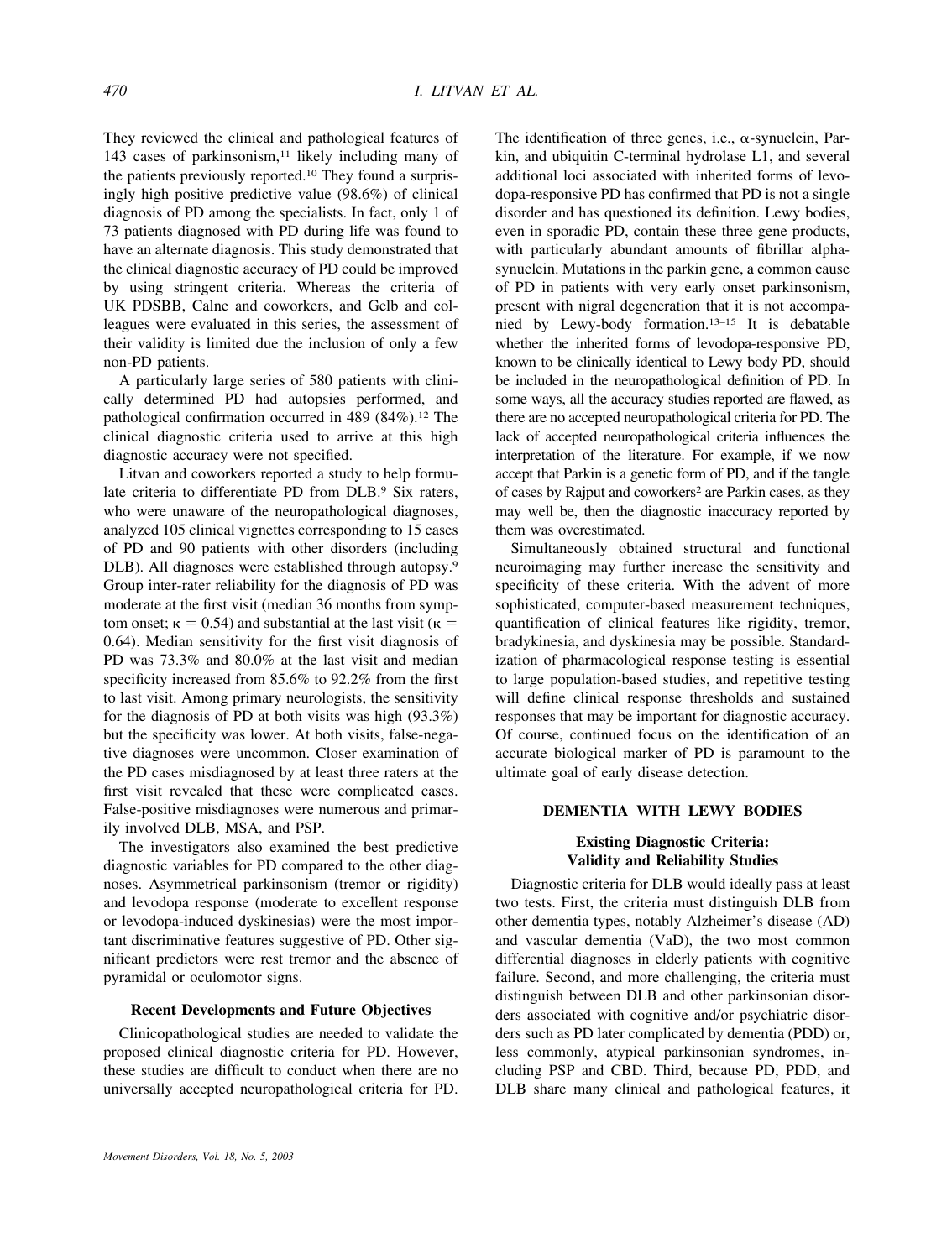They reviewed the clinical and pathological features of 143 cases of parkinsonism,[11] likely including many of the patients previously reported.[10] They found a surprisingly high positive predictive value (98.6%) of clinical diagnosis of PD among the specialists. In fact, only 1 of 73 patients diagnosed with PD during life was found to have an alternate diagnosis. This study demonstrated that the clinical diagnostic accuracy of PD could be improved by using stringent criteria. Whereas the criteria of UK PDSBB, Calne and coworkers, and Gelb and colleagues were evaluated in this series, the assessment of their validity is limited due the inclusion of only a few non-PD patients.

A particularly large series of 580 patients with clinically determined PD had autopsies performed, and pathological confirmation occurred in 489 (84%).[12] The clinical diagnostic criteria used to arrive at this high diagnostic accuracy were not specified.

Litvan and coworkers reported a study to help formulate criteria to differentiate PD from DLB.[9] Six raters, who were unaware of the neuropathological diagnoses, analyzed 105 clinical vignettes corresponding to 15 cases of PD and 90 patients with other disorders (including DLB). All diagnoses were established through autopsy.[9] Group inter-rater reliability for the diagnosis of PD was moderate at the first visit (median 36 months from symptom onset; $\kappa = 0.54$) and substantial at the last visit ($\kappa = 0.64$). Median sensitivity for the first visit diagnosis of PD was 73.3% and 80.0% at the last visit and median specificity increased from 85.6% to 92.2% from the first to last visit. Among primary neurologists, the sensitivity for the diagnosis of PD at both visits was high (93.3%) but the specificity was lower. At both visits, false-negative diagnoses were uncommon. Closer examination of the PD cases misdiagnosed by at least three raters at the first visit revealed that these were complicated cases. False-positive misdiagnoses were numerous and primarily involved DLB, MSA, and PSP.

The investigators also examined the best predictive diagnostic variables for PD compared to the other diagnoses. Asymmetrical parkinsonism (tremor or rigidity) and levodopa response (moderate to excellent response or levodopa-induced dyskinesias) were the most important discriminative features suggestive of PD. Other significant predictors were rest tremor and the absence of pyramidal or oculomotor signs.

### Recent Developments and Future Objectives

Clinicopathological studies are needed to validate the proposed clinical diagnostic criteria for PD. However, these studies are difficult to conduct when there are no universally accepted neuropathological criteria for PD. The identification of three genes, i.e., α-synuclein, Parkin, and ubiquitin C-terminal hydrolase L1, and several additional loci associated with inherited forms of levodopa-responsive PD has confirmed that PD is not a single disorder and has questioned its definition. Lewy bodies, even in sporadic PD, contain these three gene products, with particularly abundant amounts of fibrillar alpha-synuclein. Mutations in the parkin gene, a common cause of PD in patients with very early onset parkinsonism, present with nigral degeneration that it is not accompanied by Lewy-body formation.[13–15] It is debatable whether the inherited forms of levodopa-responsive PD, known to be clinically identical to Lewy body PD, should be included in the neuropathological definition of PD. In some ways, all the accuracy studies reported are flawed, as there are no accepted neuropathological criteria for PD. The lack of accepted neuropathological criteria influences the interpretation of the literature. For example, if we now accept that Parkin is a genetic form of PD, and if the tangle of cases by Rajput and coworkers[2] are Parkin cases, as they may well be, then the diagnostic inaccuracy reported by them was overestimated.

Simultaneously obtained structural and functional neuroimaging may further increase the sensitivity and specificity of these criteria. With the advent of more sophisticated, computer-based measurement techniques, quantification of clinical features like rigidity, tremor, bradykinesia, and dyskinesia may be possible. Standardization of pharmacological response testing is essential to large population-based studies, and repetitive testing will define clinical response thresholds and sustained responses that may be important for diagnostic accuracy. Of course, continued focus on the identification of an accurate biological marker of PD is paramount to the ultimate goal of early disease detection.

## DEMENTIA WITH LEWY BODIES

### Existing Diagnostic Criteria: Validity and Reliability Studies

Diagnostic criteria for DLB would ideally pass at least two tests. First, the criteria must distinguish DLB from other dementia types, notably Alzheimer's disease (AD) and vascular dementia (VaD), the two most common differential diagnoses in elderly patients with cognitive failure. Second, and more challenging, the criteria must distinguish between DLB and other parkinsonian disorders associated with cognitive and/or psychiatric disorders such as PD later complicated by dementia (PDD) or, less commonly, atypical parkinsonian syndromes, including PSP and CBD. Third, because PD, PDD, and DLB share many clinical and pathological features, it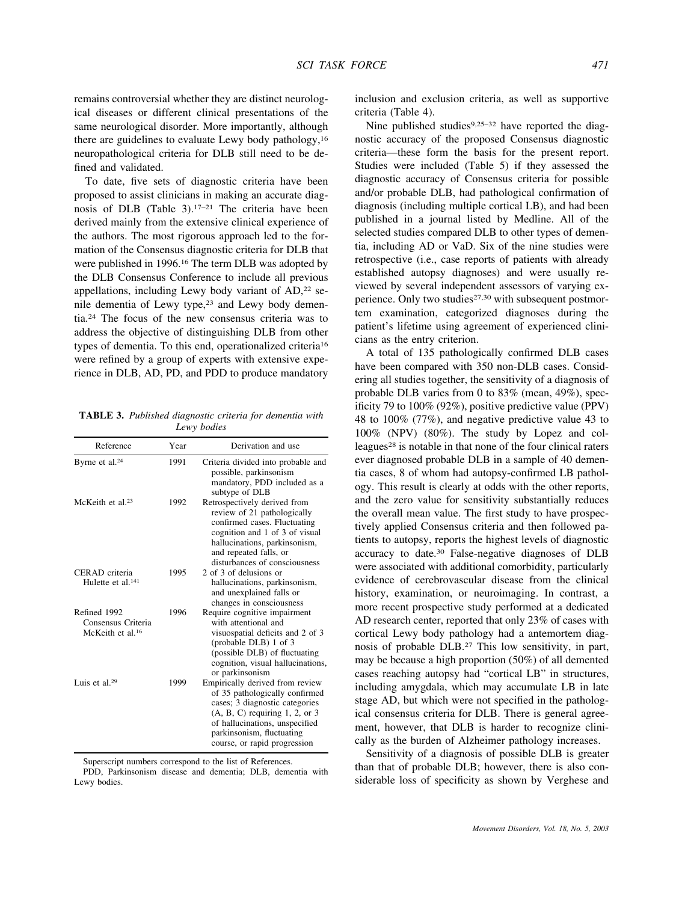remains controversial whether they are distinct neurological diseases or different clinical presentations of the same neurological disorder. More importantly, although there are guidelines to evaluate Lewy body pathology,[16] neuropathological criteria for DLB still need to be defined and validated.

To date, five sets of diagnostic criteria have been proposed to assist clinicians in making an accurate diagnosis of DLB (Table 3).[17–21] The criteria have been derived mainly from the extensive clinical experience of the authors. The most rigorous approach led to the formation of the Consensus diagnostic criteria for DLB that were published in 1996.[16] The term DLB was adopted by the DLB Consensus Conference to include all previous appellations, including Lewy body variant of AD,[22] senile dementia of Lewy type,[23] and Lewy body dementia.[24] The focus of the new consensus criteria was to address the objective of distinguishing DLB from other types of dementia. To this end, operationalized criteria[16] were refined by a group of experts with extensive experience in DLB, AD, PD, and PDD to produce mandatory inclusion and exclusion criteria, as well as supportive criteria (Table 4).

**TABLE 3.** *Published diagnostic criteria for dementia with Lewy bodies*

| Reference | Year | Derivation and use |
|---|---|---|
| Byrne et al.[24] | 1991 | Criteria divided into probable and possible, parkinsonism mandatory, PDD included as a subtype of DLB |
| McKeith et al.[23] | 1992 | Retrospectively derived from review of 21 pathologically confirmed cases. Fluctuating cognition and 1 of 3 of visual hallucinations, parkinsonism, and repeated falls, or disturbances of consciousness |
| CERAD criteria Hulette et al.[141] | 1995 | 2 of 3 of delusions or hallucinations, parkinsonism, and unexplained falls or changes in consciousness |
| Refined 1992 Consensus Criteria McKeith et al.[16] | 1996 | Require cognitive impairment with attentional and visuospatial deficits and 2 of 3 (probable DLB) 1 of 3 (possible DLB) of fluctuating cognition, visual hallucinations, or parkinsonism |
| Luis et al.[29] | 1999 | Empirically derived from review of 35 pathologically confirmed cases; 3 diagnostic categories (A, B, C) requiring 1, 2, or 3 of hallucinations, unspecified parkinsonism, fluctuating course, or rapid progression |

Superscript numbers correspond to the list of References.

PDD, Parkinsonism disease and dementia; DLB, dementia with Lewy bodies.

Nine published studies[9,25–32] have reported the diagnostic accuracy of the proposed Consensus diagnostic criteria—these form the basis for the present report. Studies were included (Table 5) if they assessed the diagnostic accuracy of Consensus criteria for possible and/or probable DLB, had pathological confirmation of diagnosis (including multiple cortical LB), and had been published in a journal listed by Medline. All of the selected studies compared DLB to other types of dementia, including AD or VaD. Six of the nine studies were retrospective (i.e., case reports of patients with already established autopsy diagnoses) and were usually reviewed by several independent assessors of varying experience. Only two studies[27,30] with subsequent postmortem examination, categorized diagnoses during the patient's lifetime using agreement of experienced clinicians as the entry criterion.

A total of 135 pathologically confirmed DLB cases have been compared with 350 non-DLB cases. Considering all studies together, the sensitivity of a diagnosis of probable DLB varies from 0 to 83% (mean, 49%), specificity 79 to 100% (92%), positive predictive value (PPV) 48 to 100% (77%), and negative predictive value 43 to 100% (NPV) (80%). The study by Lopez and colleagues[28] is notable in that none of the four clinical raters ever diagnosed probable DLB in a sample of 40 dementia cases, 8 of whom had autopsy-confirmed LB pathology. This result is clearly at odds with the other reports, and the zero value for sensitivity substantially reduces the overall mean value. The first study to have prospectively applied Consensus criteria and then followed patients to autopsy, reports the highest levels of diagnostic accuracy to date.[30] False-negative diagnoses of DLB were associated with additional comorbidity, particularly evidence of cerebrovascular disease from the clinical history, examination, or neuroimaging. In contrast, a more recent prospective study performed at a dedicated AD research center, reported that only 23% of cases with cortical Lewy body pathology had a antemortem diagnosis of probable DLB.[27] This low sensitivity, in part, may be because a high proportion (50%) of all demented cases reaching autopsy had "cortical LB" in structures, including amygdala, which may accumulate LB in late stage AD, but which were not specified in the pathological consensus criteria for DLB. There is general agreement, however, that DLB is harder to recognize clinically as the burden of Alzheimer pathology increases.

Sensitivity of a diagnosis of possible DLB is greater than that of probable DLB; however, there is also considerable loss of specificity as shown by Verghese and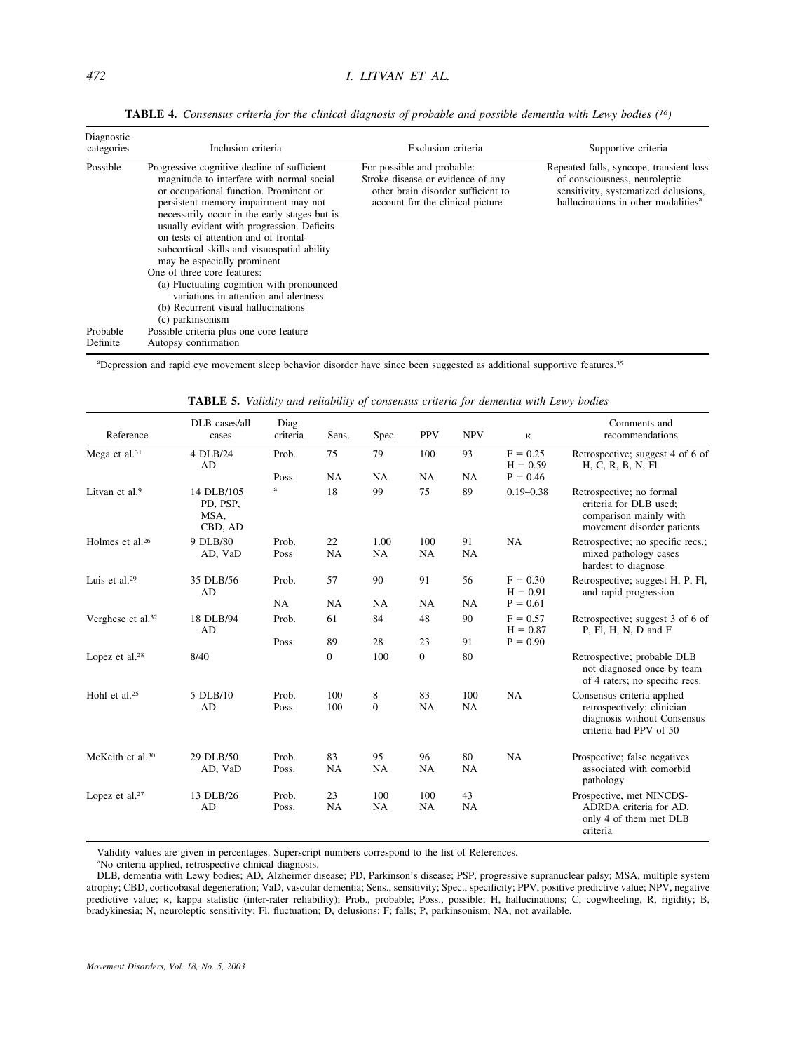**TABLE 4.** *Consensus criteria for the clinical diagnosis of probable and possible dementia with Lewy bodies ([16])*

| Diagnostic categories | Inclusion criteria | Exclusion criteria | Supportive criteria |
|---|---|---|---|
| Possible | Progressive cognitive decline of sufficient magnitude to interfere with normal social or occupational function. Prominent or persistent memory impairment may not necessarily occur in the early stages but is usually evident with progression. Deficits on tests of attention and of frontal-subcortical skills and visuospatial ability may be especially prominent<br>One of three core features:<br>(a) Fluctuating cognition with pronounced variations in attention and alertness<br>(b) Recurrent visual hallucinations<br>(c) parkinsonism | For possible and probable: Stroke disease or evidence of any other brain disorder sufficient to account for the clinical picture | Repeated falls, syncope, transient loss of consciousness, neuroleptic sensitivity, systematized delusions, hallucinations in other modalities[a] |
| Probable | Possible criteria plus one core feature | | |
| Definite | Autopsy confirmation | | |

[a]Depression and rapid eye movement sleep behavior disorder have since been suggested as additional supportive features.[35]

**TABLE 5.** *Validity and reliability of consensus criteria for dementia with Lewy bodies*

| Reference | DLB cases/all cases | Diag. criteria | Sens. | Spec. | PPV | NPV | κ | Comments and recommendations |
|---|---|---|---|---|---|---|---|---|
| Mega et al.[31] | 4 DLB/24 AD | Prob. | 75 | 79 | 100 | 93 | F = 0.25<br>H = 0.59 | Retrospective; suggest 4 of 6 of H, C, R, B, N, Fl |
| | | Poss. | NA | NA | NA | NA | P = 0.46 | |
| Litvan et al.[9] | 14 DLB/105 PD, PSP, MSA, CBD, AD | [a] | 18 | 99 | 75 | 89 | 0.19–0.38 | Retrospective; no formal criteria for DLB used; comparison mainly with movement disorder patients |
| Holmes et al.[26] | 9 DLB/80 AD, VaD | Prob.<br>Poss | 22<br>NA | 1.00<br>NA | 100<br>NA | 91<br>NA | NA | Retrospective; no specific recs.; mixed pathology cases hardest to diagnose |
| Luis et al.[29] | 35 DLB/56 AD | Prob. | 57 | 90 | 91 | 56 | F = 0.30<br>H = 0.91 | Retrospective; suggest H, P, Fl, and rapid progression |
| | | NA | NA | NA | NA | NA | P = 0.61 | |
| Verghese et al.[32] | 18 DLB/94 AD | Prob. | 61 | 84 | 48 | 90 | F = 0.57<br>H = 0.87 | Retrospective; suggest 3 of 6 of P, Fl, H, N, D and F |
| | | Poss. | 89 | 28 | 23 | 91 | P = 0.90 | |
| Lopez et al.[28] | 8/40 | | 0 | 100 | 0 | 80 | | Retrospective; probable DLB not diagnosed once by team of 4 raters; no specific recs. |
| Hohl et al.[25] | 5 DLB/10 AD | Prob.<br>Poss. | 100<br>100 | 8<br>0 | 83<br>NA | 100<br>NA | NA | Consensus criteria applied retrospectively; clinician diagnosis without Consensus criteria had PPV of 50 |
| McKeith et al.[30] | 29 DLB/50 AD, VaD | Prob.<br>Poss. | 83<br>NA | 95<br>NA | 96<br>NA | 80<br>NA | NA | Prospective; false negatives associated with comorbid pathology |
| Lopez et al.[27] | 13 DLB/26 AD | Prob.<br>Poss. | 23<br>NA | 100<br>NA | 100<br>NA | 43<br>NA | | Prospective, met NINCDS-ADRDA criteria for AD, only 4 of them met DLB criteria |

Validity values are given in percentages. Superscript numbers correspond to the list of References.

[a]No criteria applied, retrospective clinical diagnosis.

DLB, dementia with Lewy bodies; AD, Alzheimer disease; PD, Parkinson's disease; PSP, progressive supranuclear palsy; MSA, multiple system atrophy; CBD, corticobasal degeneration; VaD, vascular dementia; Sens., sensitivity; Spec., specificity; PPV, positive predictive value; NPV, negative predictive value; κ, kappa statistic (inter-rater reliability); Prob., probable; Poss., possible; H, hallucinations; C, cogwheeling, R, rigidity; B, bradykinesia; N, neuroleptic sensitivity; Fl, fluctuation; D, delusions; F; falls; P, parkinsonism; NA, not available.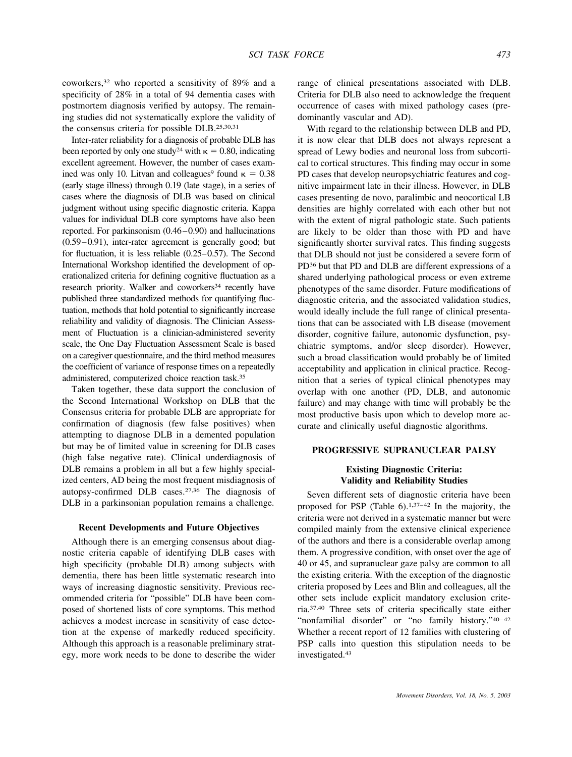coworkers,[32] who reported a sensitivity of 89% and a specificity of 28% in a total of 94 dementia cases with postmortem diagnosis verified by autopsy. The remaining studies did not systematically explore the validity of the consensus criteria for possible DLB.[25,30,31]

Inter-rater reliability for a diagnosis of probable DLB has been reported by only one study[24] with $\kappa = 0.80$, indicating excellent agreement. However, the number of cases examined was only 10. Litvan and colleagues[9] found $\kappa = 0.38$ (early stage illness) through 0.19 (late stage), in a series of cases where the diagnosis of DLB was based on clinical judgment without using specific diagnostic criteria. Kappa values for individual DLB core symptoms have also been reported. For parkinsonism (0.46–0.90) and hallucinations (0.59–0.91), inter-rater agreement is generally good; but for fluctuation, it is less reliable (0.25–0.57). The Second International Workshop identified the development of operationalized criteria for defining cognitive fluctuation as a research priority. Walker and coworkers[34] recently have published three standardized methods for quantifying fluctuation, methods that hold potential to significantly increase reliability and validity of diagnosis. The Clinician Assessment of Fluctuation is a clinician-administered severity scale, the One Day Fluctuation Assessment Scale is based on a caregiver questionnaire, and the third method measures the coefficient of variance of response times on a repeatedly administered, computerized choice reaction task.[35]

Taken together, these data support the conclusion of the Second International Workshop on DLB that the Consensus criteria for probable DLB are appropriate for confirmation of diagnosis (few false positives) when attempting to diagnose DLB in a demented population but may be of limited value in screening for DLB cases (high false negative rate). Clinical underdiagnosis of DLB remains a problem in all but a few highly specialized centers, AD being the most frequent misdiagnosis of autopsy-confirmed DLB cases.[27,36] The diagnosis of DLB in a parkinsonian population remains a challenge.

### Recent Developments and Future Objectives

Although there is an emerging consensus about diagnostic criteria capable of identifying DLB cases with high specificity (probable DLB) among subjects with dementia, there has been little systematic research into ways of increasing diagnostic sensitivity. Previous recommended criteria for "possible" DLB have been composed of shortened lists of core symptoms. This method achieves a modest increase in sensitivity of case detection at the expense of markedly reduced specificity. Although this approach is a reasonable preliminary strategy, more work needs to be done to describe the wider range of clinical presentations associated with DLB. Criteria for DLB also need to acknowledge the frequent occurrence of cases with mixed pathology cases (predominantly vascular and AD).

With regard to the relationship between DLB and PD, it is now clear that DLB does not always represent a spread of Lewy bodies and neuronal loss from subcortical to cortical structures. This finding may occur in some PD cases that develop neuropsychiatric features and cognitive impairment late in their illness. However, in DLB cases presenting de novo, paralimbic and neocortical LB densities are highly correlated with each other but not with the extent of nigral pathologic state. Such patients are likely to be older than those with PD and have significantly shorter survival rates. This finding suggests that DLB should not just be considered a severe form of PD[36] but that PD and DLB are different expressions of a shared underlying pathological process or even extreme phenotypes of the same disorder. Future modifications of diagnostic criteria, and the associated validation studies, would ideally include the full range of clinical presentations that can be associated with LB disease (movement disorder, cognitive failure, autonomic dysfunction, psychiatric symptoms, and/or sleep disorder). However, such a broad classification would probably be of limited acceptability and application in clinical practice. Recognition that a series of typical clinical phenotypes may overlap with one another (PD, DLB, and autonomic failure) and may change with time will probably be the most productive basis upon which to develop more accurate and clinically useful diagnostic algorithms.

## PROGRESSIVE SUPRANUCLEAR PALSY

### Existing Diagnostic Criteria: Validity and Reliability Studies

Seven different sets of diagnostic criteria have been proposed for PSP (Table 6).[1,37–42] In the majority, the criteria were not derived in a systematic manner but were compiled mainly from the extensive clinical experience of the authors and there is a considerable overlap among them. A progressive condition, with onset over the age of 40 or 45, and supranuclear gaze palsy are common to all the existing criteria. With the exception of the diagnostic criteria proposed by Lees and Blin and colleagues, all the other sets include explicit mandatory exclusion criteria.[37,40] Three sets of criteria specifically state either "nonfamilial disorder" or "no family history."[40–42] Whether a recent report of 12 families with clustering of PSP calls into question this stipulation needs to be investigated.[43]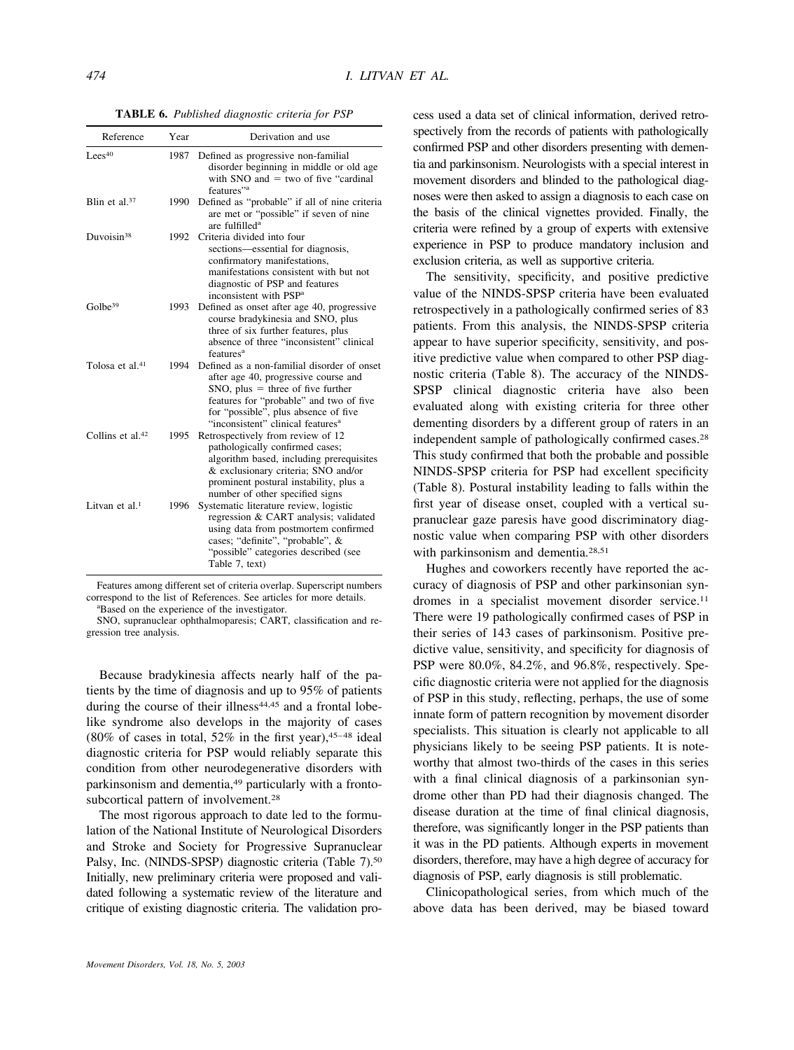**TABLE 6.** *Published diagnostic criteria for PSP*

| Reference | Year | Derivation and use |
|---|---|---|
| Lees[40] | 1987 | Defined as progressive non-familial disorder beginning in middle or old age with SNO and = two of five "cardinal features"[a] |
| Blin et al.[37] | 1990 | Defined as "probable" if all of nine criteria are met or "possible" if seven of nine are fulfilled[a] |
| Duvoisin[38] | 1992 | Criteria divided into four sections—essential for diagnosis, confirmatory manifestations, manifestations consistent with but not diagnostic of PSP and features inconsistent with PSP[a] |
| Golbe[39] | 1993 | Defined as onset after age 40, progressive course bradykinesia and SNO, plus three of six further features, plus absence of three "inconsistent" clinical features[a] |
| Tolosa et al.[41] | 1994 | Defined as a non-familial disorder of onset after age 40, progressive course and SNO, plus = three of five further features for "probable" and two of five for "possible", plus absence of five "inconsistent" clinical features[a] |
| Collins et al.[42] | 1995 | Retrospectively from review of 12 pathologically confirmed cases; algorithm based, including prerequisites & exclusionary criteria; SNO and/or prominent postural instability, plus a number of other specified signs |
| Litvan et al.[1] | 1996 | Systematic literature review, logistic regression & CART analysis; validated using data from postmortem confirmed cases; "definite", "probable", & "possible" categories described (see Table 7, text) |

Features among different set of criteria overlap. Superscript numbers correspond to the list of References. See articles for more details.

[a]Based on the experience of the investigator.

SNO, supranuclear ophthalmoparesis; CART, classification and regression tree analysis.

Because bradykinesia affects nearly half of the patients by the time of diagnosis and up to 95% of patients during the course of their illness[44,45] and a frontal lobe-like syndrome also develops in the majority of cases (80% of cases in total, 52% in the first year),[45–48] ideal diagnostic criteria for PSP would reliably separate this condition from other neurodegenerative disorders with parkinsonism and dementia,[49] particularly with a fronto-subcortical pattern of involvement.[28]

The most rigorous approach to date led to the formulation of the National Institute of Neurological Disorders and Stroke and Society for Progressive Supranuclear Palsy, Inc. (NINDS-SPSP) diagnostic criteria (Table 7).[50] Initially, new preliminary criteria were proposed and validated following a systematic review of the literature and critique of existing diagnostic criteria. The validation process used a data set of clinical information, derived retrospectively from the records of patients with pathologically confirmed PSP and other disorders presenting with dementia and parkinsonism. Neurologists with a special interest in movement disorders and blinded to the pathological diagnoses were then asked to assign a diagnosis to each case on the basis of the clinical vignettes provided. Finally, the criteria were refined by a group of experts with extensive experience in PSP to produce mandatory inclusion and exclusion criteria, as well as supportive criteria.

The sensitivity, specificity, and positive predictive value of the NINDS-SPSP criteria have been evaluated retrospectively in a pathologically confirmed series of 83 patients. From this analysis, the NINDS-SPSP criteria appear to have superior specificity, sensitivity, and positive predictive value when compared to other PSP diagnostic criteria (Table 8). The accuracy of the NINDS-SPSP clinical diagnostic criteria have also been evaluated along with existing criteria for three other dementing disorders by a different group of raters in an independent sample of pathologically confirmed cases.[28] This study confirmed that both the probable and possible NINDS-SPSP criteria for PSP had excellent specificity (Table 8). Postural instability leading to falls within the first year of disease onset, coupled with a vertical supranuclear gaze paresis have good discriminatory diagnostic value when comparing PSP with other disorders with parkinsonism and dementia.[28,51]

Hughes and coworkers recently have reported the accuracy of diagnosis of PSP and other parkinsonian syndromes in a specialist movement disorder service.[11] There were 19 pathologically confirmed cases of PSP in their series of 143 cases of parkinsonism. Positive predictive value, sensitivity, and specificity for diagnosis of PSP were 80.0%, 84.2%, and 96.8%, respectively. Specific diagnostic criteria were not applied for the diagnosis of PSP in this study, reflecting, perhaps, the use of some innate form of pattern recognition by movement disorder specialists. This situation is clearly not applicable to all physicians likely to be seeing PSP patients. It is noteworthy that almost two-thirds of the cases in this series with a final clinical diagnosis of a parkinsonian syndrome other than PD had their diagnosis changed. The disease duration at the time of final clinical diagnosis, therefore, was significantly longer in the PSP patients than it was in the PD patients. Although experts in movement disorders, therefore, may have a high degree of accuracy for diagnosis of PSP, early diagnosis is still problematic.

Clinicopathological series, from which much of the above data has been derived, may be biased toward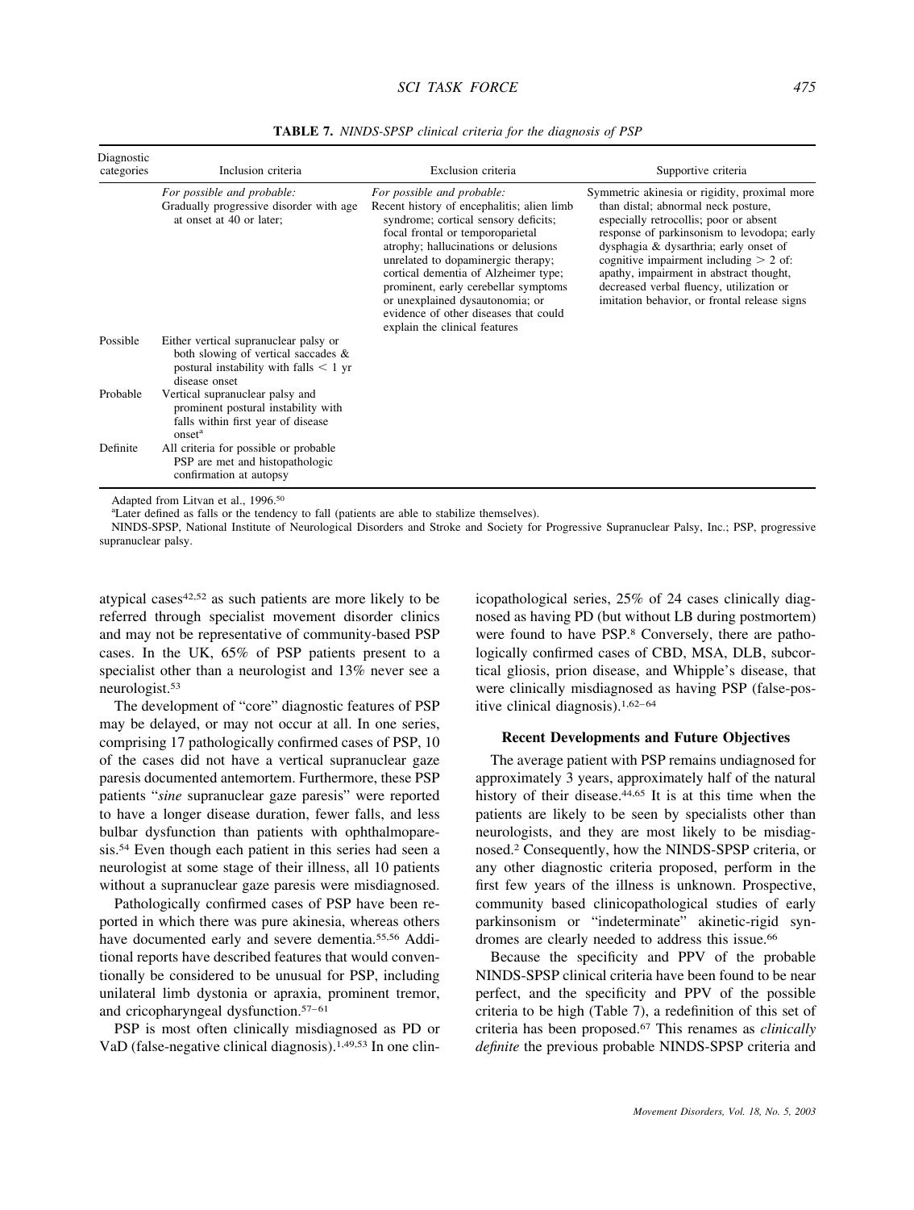**TABLE 7.** *NINDS-SPSP clinical criteria for the diagnosis of PSP*

| Diagnostic categories | Inclusion criteria | Exclusion criteria | Supportive criteria |
|---|---|---|---|
| | *For possible and probable:* Gradually progressive disorder with age at onset at 40 or later; | *For possible and probable:* Recent history of encephalitis; alien limb syndrome; cortical sensory deficits; focal frontal or temporoparietal atrophy; hallucinations or delusions unrelated to dopaminergic therapy; cortical dementia of Alzheimer type; prominent, early cerebellar symptoms or unexplained dysautonomia; or evidence of other diseases that could explain the clinical features | Symmetric akinesia or rigidity, proximal more than distal; abnormal neck posture, especially retrocollis; poor or absent response of parkinsonism to levodopa; early dysphagia & dysarthria; early onset of cognitive impairment including > 2 of: apathy, impairment in abstract thought, decreased verbal fluency, utilization or imitation behavior, or frontal release signs |
| Possible | Either vertical supranuclear palsy or both slowing of vertical saccades & postural instability with falls < 1 yr disease onset | | |
| Probable | Vertical supranuclear palsy and prominent postural instability with falls within first year of disease onset[a] | | |
| Definite | All criteria for possible or probable PSP are met and histopathologic confirmation at autopsy | | |

Adapted from Litvan et al., 1996.[50]

[a]Later defined as falls or the tendency to fall (patients are able to stabilize themselves).

NINDS-SPSP, National Institute of Neurological Disorders and Stroke and Society for Progressive Supranuclear Palsy, Inc.; PSP, progressive supranuclear palsy.

atypical cases[42,52] as such patients are more likely to be referred through specialist movement disorder clinics and may not be representative of community-based PSP cases. In the UK, 65% of PSP patients present to a specialist other than a neurologist and 13% never see a neurologist.[53]

The development of "core" diagnostic features of PSP may be delayed, or may not occur at all. In one series, comprising 17 pathologically confirmed cases of PSP, 10 of the cases did not have a vertical supranuclear gaze paresis documented antemortem. Furthermore, these PSP patients "*sine* supranuclear gaze paresis" were reported to have a longer disease duration, fewer falls, and less bulbar dysfunction than patients with ophthalmoparesis.[54] Even though each patient in this series had seen a neurologist at some stage of their illness, all 10 patients without a supranuclear gaze paresis were misdiagnosed.

Pathologically confirmed cases of PSP have been reported in which there was pure akinesia, whereas others have documented early and severe dementia.[55,56] Additional reports have described features that would conventionally be considered to be unusual for PSP, including unilateral limb dystonia or apraxia, prominent tremor, and cricopharyngeal dysfunction.[57–61]

PSP is most often clinically misdiagnosed as PD or VaD (false-negative clinical diagnosis).[1,49,53] In one clinicopathological series, 25% of 24 cases clinically diagnosed as having PD (but without LB during postmortem) were found to have PSP.[8] Conversely, there are pathologically confirmed cases of CBD, MSA, DLB, subcortical gliosis, prion disease, and Whipple's disease, that were clinically misdiagnosed as having PSP (false-positive clinical diagnosis).[1,62–64]

### Recent Developments and Future Objectives

The average patient with PSP remains undiagnosed for approximately 3 years, approximately half of the natural history of their disease.[44,65] It is at this time when the patients are likely to be seen by specialists other than neurologists, and they are most likely to be misdiagnosed.[2] Consequently, how the NINDS-SPSP criteria, or any other diagnostic criteria proposed, perform in the first few years of the illness is unknown. Prospective, community based clinicopathological studies of early parkinsonism or "indeterminate" akinetic-rigid syndromes are clearly needed to address this issue.[66]

Because the specificity and PPV of the probable NINDS-SPSP clinical criteria have been found to be near perfect, and the specificity and PPV of the possible criteria to be high (Table 7), a redefinition of this set of criteria has been proposed.[67] This renames as *clinically definite* the previous probable NINDS-SPSP criteria and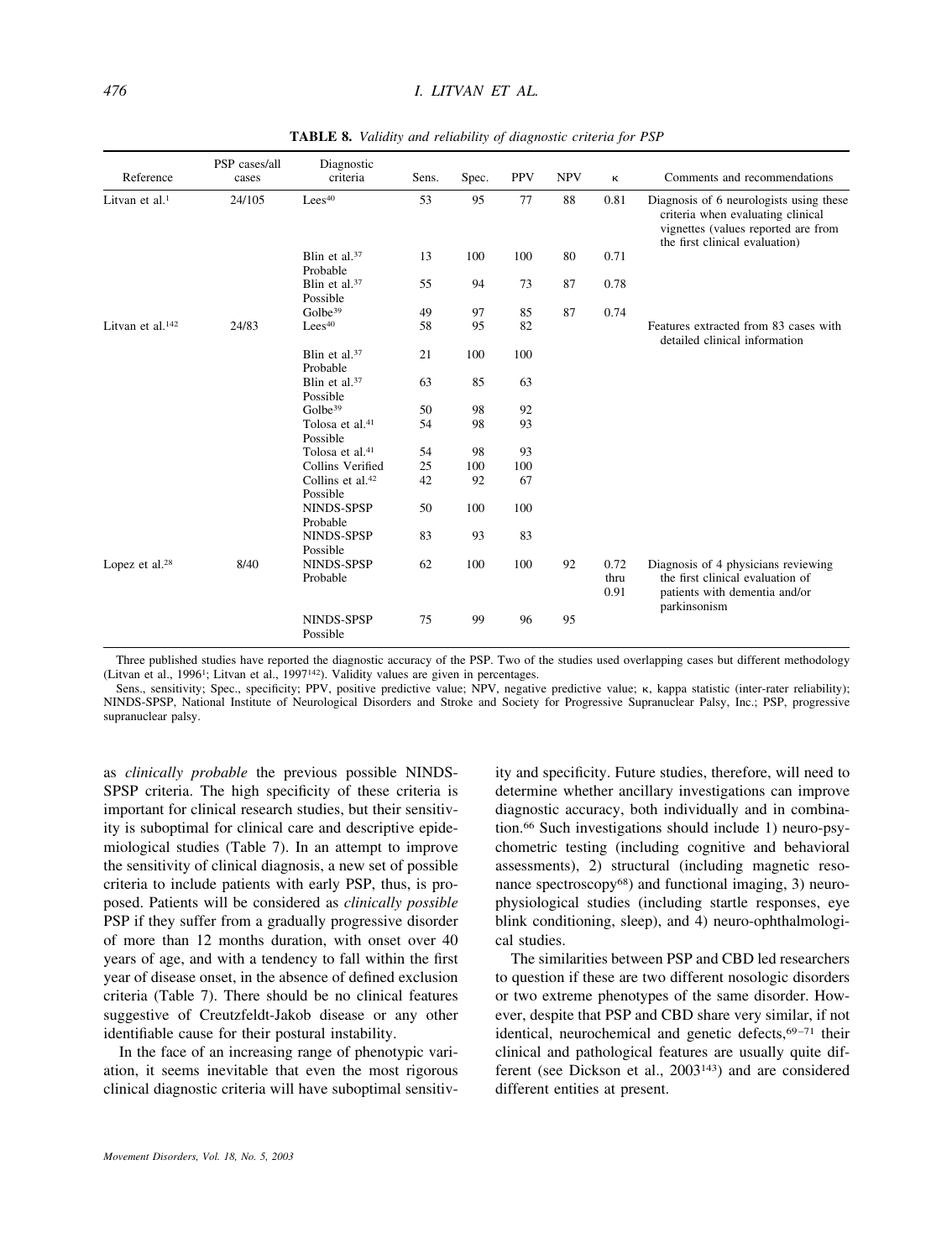**TABLE 8.** *Validity and reliability of diagnostic criteria for PSP*

| Reference | PSP cases/all cases | Diagnostic criteria | Sens. | Spec. | PPV | NPV | κ | Comments and recommendations |
|---|---|---|---|---|---|---|---|---|
| Litvan et al.[1] | 24/105 | Lees[40] | 53 | 95 | 77 | 88 | 0.81 | Diagnosis of 6 neurologists using these criteria when evaluating clinical vignettes (values reported are from the first clinical evaluation) |
| | | Blin et al.[37] Probable | 13 | 100 | 100 | 80 | 0.71 | |
| | | Blin et al.[37] Possible | 55 | 94 | 73 | 87 | 0.78 | |
| | | Golbe[39] | 49 | 97 | 85 | 87 | 0.74 | |
| Litvan et al.[142] | 24/83 | Lees[40] | 58 | 95 | 82 | | | Features extracted from 83 cases with detailed clinical information |
| | | Blin et al.[37] Probable | 21 | 100 | 100 | | | |
| | | Blin et al.[37] Possible | 63 | 85 | 63 | | | |
| | | Golbe[39] | 50 | 98 | 92 | | | |
| | | Tolosa et al.[41] Possible | 54 | 98 | 93 | | | |
| | | Tolosa et al.[41] | 54 | 98 | 93 | | | |
| | | Collins Verified | 25 | 100 | 100 | | | |
| | | Collins et al.[42] Possible | 42 | 92 | 67 | | | |
| | | NINDS-SPSP Probable | 50 | 100 | 100 | | | |
| | | NINDS-SPSP Possible | 83 | 93 | 83 | | | |
| Lopez et al.[28] | 8/40 | NINDS-SPSP Probable | 62 | 100 | 100 | 92 | 0.72 thru 0.91 | Diagnosis of 4 physicians reviewing the first clinical evaluation of patients with dementia and/or parkinsonism |
| | | NINDS-SPSP Possible | 75 | 99 | 96 | 95 | | |

Three published studies have reported the diagnostic accuracy of the PSP. Two of the studies used overlapping cases but different methodology (Litvan et al., 1996[1]; Litvan et al., 1997[142]). Validity values are given in percentages.

Sens., sensitivity; Spec., specificity; PPV, positive predictive value; NPV, negative predictive value; κ, kappa statistic (inter-rater reliability); NINDS-SPSP, National Institute of Neurological Disorders and Stroke and Society for Progressive Supranuclear Palsy, Inc.; PSP, progressive supranuclear palsy.

as *clinically probable* the previous possible NINDS-SPSP criteria. The high specificity of these criteria is important for clinical research studies, but their sensitivity is suboptimal for clinical care and descriptive epidemiological studies (Table 7). In an attempt to improve the sensitivity of clinical diagnosis, a new set of possible criteria to include patients with early PSP, thus, is proposed. Patients will be considered as *clinically possible* PSP if they suffer from a gradually progressive disorder of more than 12 months duration, with onset over 40 years of age, and with a tendency to fall within the first year of disease onset, in the absence of defined exclusion criteria (Table 7). There should be no clinical features suggestive of Creutzfeldt-Jakob disease or any other identifiable cause for their postural instability.

In the face of an increasing range of phenotypic variation, it seems inevitable that even the most rigorous clinical diagnostic criteria will have suboptimal sensitivity and specificity. Future studies, therefore, will need to determine whether ancillary investigations can improve diagnostic accuracy, both individually and in combination.[66] Such investigations should include 1) neuro-psychometric testing (including cognitive and behavioral assessments), 2) structural (including magnetic resonance spectroscopy[68]) and functional imaging, 3) neurophysiological studies (including startle responses, eye blink conditioning, sleep), and 4) neuro-ophthalmological studies.

The similarities between PSP and CBD led researchers to question if these are two different nosologic disorders or two extreme phenotypes of the same disorder. However, despite that PSP and CBD share very similar, if not identical, neurochemical and genetic defects,[69–71] their clinical and pathological features are usually quite different (see Dickson et al., 2003[143]) and are considered different entities at present.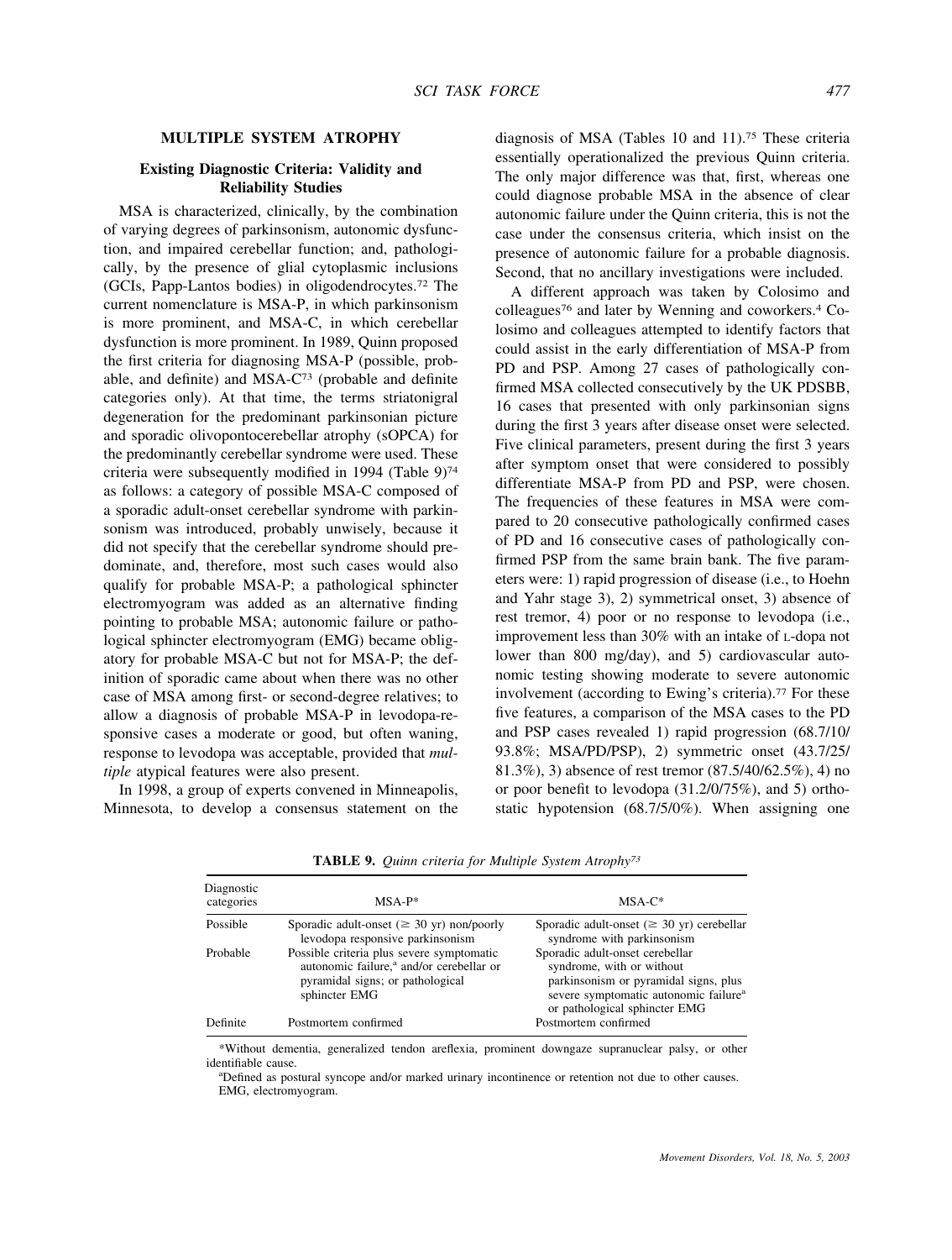## MULTIPLE SYSTEM ATROPHY

### Existing Diagnostic Criteria: Validity and Reliability Studies

MSA is characterized, clinically, by the combination of varying degrees of parkinsonism, autonomic dysfunction, and impaired cerebellar function; and, pathologically, by the presence of glial cytoplasmic inclusions (GCIs, Papp-Lantos bodies) in oligodendrocytes.[72] The current nomenclature is MSA-P, in which parkinsonism is more prominent, and MSA-C, in which cerebellar dysfunction is more prominent. In 1989, Quinn proposed the first criteria for diagnosing MSA-P (possible, probable, and definite) and MSA-C[73] (probable and definite categories only). At that time, the terms striatonigral degeneration for the predominant parkinsonian picture and sporadic olivopontocerebellar atrophy (sOPCA) for the predominantly cerebellar syndrome were used. These criteria were subsequently modified in 1994 (Table 9)[74] as follows: a category of possible MSA-C composed of a sporadic adult-onset cerebellar syndrome with parkinsonism was introduced, probably unwisely, because it did not specify that the cerebellar syndrome should predominate, and, therefore, most such cases would also qualify for probable MSA-P; a pathological sphincter electromyogram was added as an alternative finding pointing to probable MSA; autonomic failure or pathological sphincter electromyogram (EMG) became obligatory for probable MSA-C but not for MSA-P; the definition of sporadic came about when there was no other case of MSA among first- or second-degree relatives; to allow a diagnosis of probable MSA-P in levodopa-responsive cases a moderate or good, but often waning, response to levodopa was acceptable, provided that *multiple* atypical features were also present.

In 1998, a group of experts convened in Minneapolis, Minnesota, to develop a consensus statement on the diagnosis of MSA (Tables 10 and 11).[75] These criteria essentially operationalized the previous Quinn criteria. The only major difference was that, first, whereas one could diagnose probable MSA in the absence of clear autonomic failure under the Quinn criteria, this is not the case under the consensus criteria, which insist on the presence of autonomic failure for a probable diagnosis. Second, that no ancillary investigations were included.

A different approach was taken by Colosimo and colleagues[76] and later by Wenning and coworkers.[4] Colosimo and colleagues attempted to identify factors that could assist in the early differentiation of MSA-P from PD and PSP. Among 27 cases of pathologically confirmed MSA collected consecutively by the UK PDSBB, 16 cases that presented with only parkinsonian signs during the first 3 years after disease onset were selected. Five clinical parameters, present during the first 3 years after symptom onset that were considered to possibly differentiate MSA-P from PD and PSP, were chosen. The frequencies of these features in MSA were compared to 20 consecutive pathologically confirmed cases of PD and 16 consecutive cases of pathologically confirmed PSP from the same brain bank. The five parameters were: 1) rapid progression of disease (i.e., to Hoehn and Yahr stage 3), 2) symmetrical onset, 3) absence of rest tremor, 4) poor or no response to levodopa (i.e., improvement less than 30% with an intake of L-dopa not lower than 800 mg/day), and 5) cardiovascular autonomic testing showing moderate to severe autonomic involvement (according to Ewing's criteria).[77] For these five features, a comparison of the MSA cases to the PD and PSP cases revealed 1) rapid progression (68.7/10/93.8%; MSA/PD/PSP), 2) symmetric onset (43.7/25/81.3%), 3) absence of rest tremor (87.5/40/62.5%), 4) no or poor benefit to levodopa (31.2/0/75%), and 5) orthostatic hypotension (68.7/5/0%). When assigning one

**TABLE 9.** *Quinn criteria for Multiple System Atrophy*[73]

| Diagnostic categories | MSA-P* | MSA-C* |
|---|---|---|
| Possible | Sporadic adult-onset (≥ 30 yr) non/poorly levodopa responsive parkinsonism | Sporadic adult-onset (≥ 30 yr) cerebellar syndrome with parkinsonism |
| Probable | Possible criteria plus severe symptomatic autonomic failure,[a] and/or cerebellar or pyramidal signs; or pathological sphincter EMG | Sporadic adult-onset cerebellar syndrome, with or without parkinsonism or pyramidal signs, plus severe symptomatic autonomic failure[a] or pathological sphincter EMG |
| Definite | Postmortem confirmed | Postmortem confirmed |

*Without dementia, generalized tendon areflexia, prominent downgaze supranuclear palsy, or other identifiable cause.

[a]Defined as postural syncope and/or marked urinary incontinence or retention not due to other causes.

EMG, electromyogram.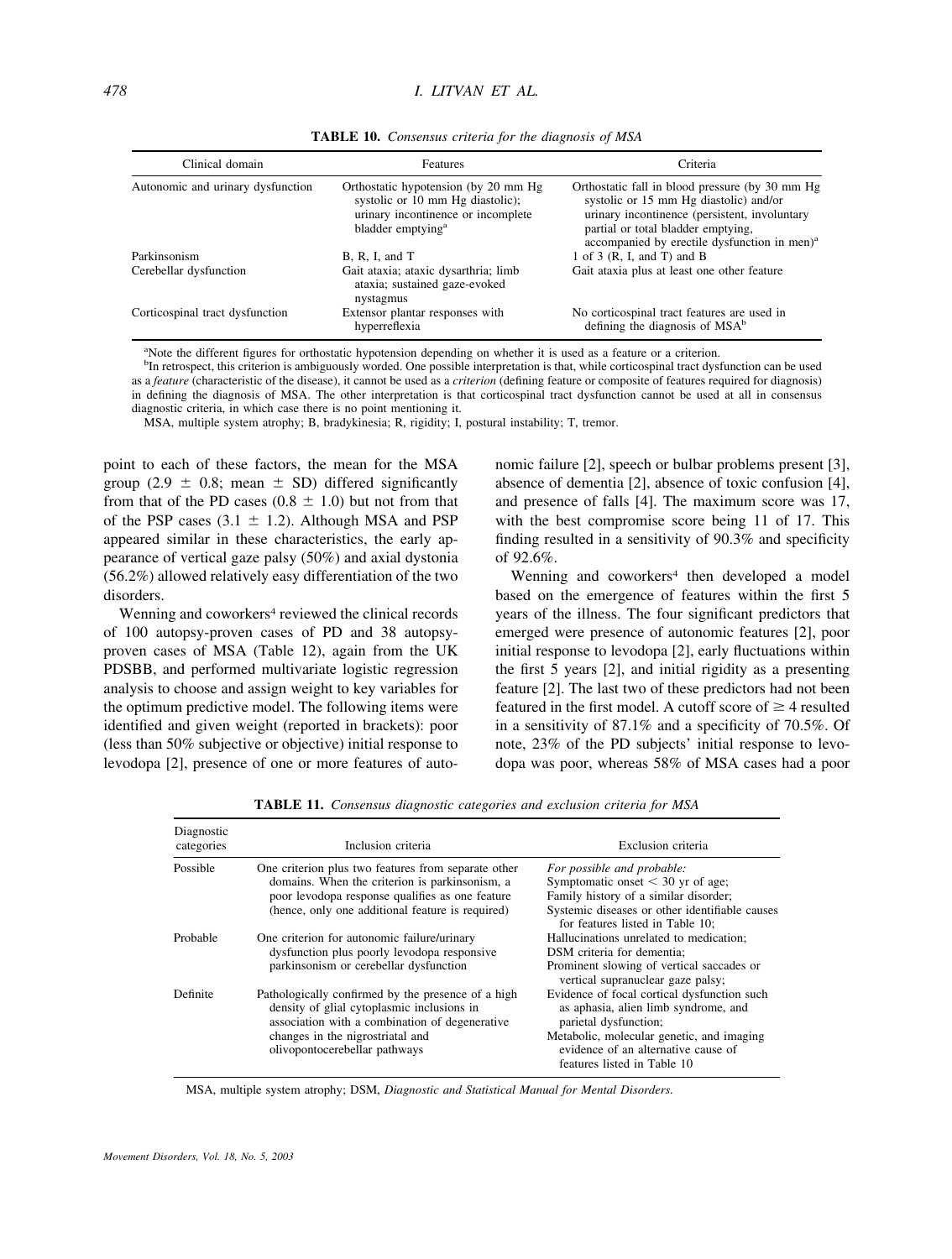**TABLE 10.** *Consensus criteria for the diagnosis of MSA*

| Clinical domain | Features | Criteria |
|---|---|---|
| Autonomic and urinary dysfunction | Orthostatic hypotension (by 20 mm Hg systolic or 10 mm Hg diastolic); urinary incontinence or incomplete bladder emptying[a] | Orthostatic fall in blood pressure (by 30 mm Hg systolic or 15 mm Hg diastolic) and/or urinary incontinence (persistent, involuntary partial or total bladder emptying, accompanied by erectile dysfunction in men)[a] |
| Parkinsonism | B, R, I, and T | 1 of 3 (R, I, and T) and B |
| Cerebellar dysfunction | Gait ataxia; ataxic dysarthria; limb ataxia; sustained gaze-evoked nystagmus | Gait ataxia plus at least one other feature |
| Corticospinal tract dysfunction | Extensor plantar responses with hyperreflexia | No corticospinal tract features are used in defining the diagnosis of MSA[b] |

[a]Note the different figures for orthostatic hypotension depending on whether it is used as a feature or a criterion.

[b]In retrospect, this criterion is ambiguously worded. One possible interpretation is that, while corticospinal tract dysfunction can be used as a *feature* (characteristic of the disease), it cannot be used as a *criterion* (defining feature or composite of features required for diagnosis) in defining the diagnosis of MSA. The other interpretation is that corticospinal tract dysfunction cannot be used at all in consensus diagnostic criteria, in which case there is no point mentioning it.

MSA, multiple system atrophy; B, bradykinesia; R, rigidity; I, postural instability; T, tremor.

point to each of these factors, the mean for the MSA group ($2.9 \pm 0.8$; mean $\pm$ SD) differed significantly from that of the PD cases ($0.8 \pm 1.0$) but not from that of the PSP cases ($3.1 \pm 1.2$). Although MSA and PSP appeared similar in these characteristics, the early appearance of vertical gaze palsy (50%) and axial dystonia (56.2%) allowed relatively easy differentiation of the two disorders.

Wenning and coworkers[4] reviewed the clinical records of 100 autopsy-proven cases of PD and 38 autopsy-proven cases of MSA (Table 12), again from the UK PDSBB, and performed multivariate logistic regression analysis to choose and assign weight to key variables for the optimum predictive model. The following items were identified and given weight (reported in brackets): poor (less than 50% subjective or objective) initial response to levodopa [2], presence of one or more features of autonomic failure [2], speech or bulbar problems present [3], absence of dementia [2], absence of toxic confusion [4], and presence of falls [4]. The maximum score was 17, with the best compromise score being 11 of 17. This finding resulted in a sensitivity of 90.3% and specificity of 92.6%.

Wenning and coworkers[4] then developed a model based on the emergence of features within the first 5 years of the illness. The four significant predictors that emerged were presence of autonomic features [2], poor initial response to levodopa [2], early fluctuations within the first 5 years [2], and initial rigidity as a presenting feature [2]. The last two of these predictors had not been featured in the first model. A cutoff score of $\geq 4$ resulted in a sensitivity of 87.1% and a specificity of 70.5%. Of note, 23% of the PD subjects' initial response to levodopa was poor, whereas 58% of MSA cases had a poor

**TABLE 11.** *Consensus diagnostic categories and exclusion criteria for MSA*

| Diagnostic categories | Inclusion criteria | Exclusion criteria |
|---|---|---|
| Possible | One criterion plus two features from separate other domains. When the criterion is parkinsonism, a poor levodopa response qualifies as one feature (hence, only one additional feature is required) | *For possible and probable:* Symptomatic onset < 30 yr of age; Family history of a similar disorder; Systemic diseases or other identifiable causes for features listed in Table 10; |
| Probable | One criterion for autonomic failure/urinary dysfunction plus poorly levodopa responsive parkinsonism or cerebellar dysfunction | Hallucinations unrelated to medication; DSM criteria for dementia; Prominent slowing of vertical saccades or vertical supranuclear gaze palsy; |
| Definite | Pathologically confirmed by the presence of a high density of glial cytoplasmic inclusions in association with a combination of degenerative changes in the nigrostriatal and olivopontocerebellar pathways | Evidence of focal cortical dysfunction such as aphasia, alien limb syndrome, and parietal dysfunction; Metabolic, molecular genetic, and imaging evidence of an alternative cause of features listed in Table 10 |

MSA, multiple system atrophy; DSM, *Diagnostic and Statistical Manual for Mental Disorders.*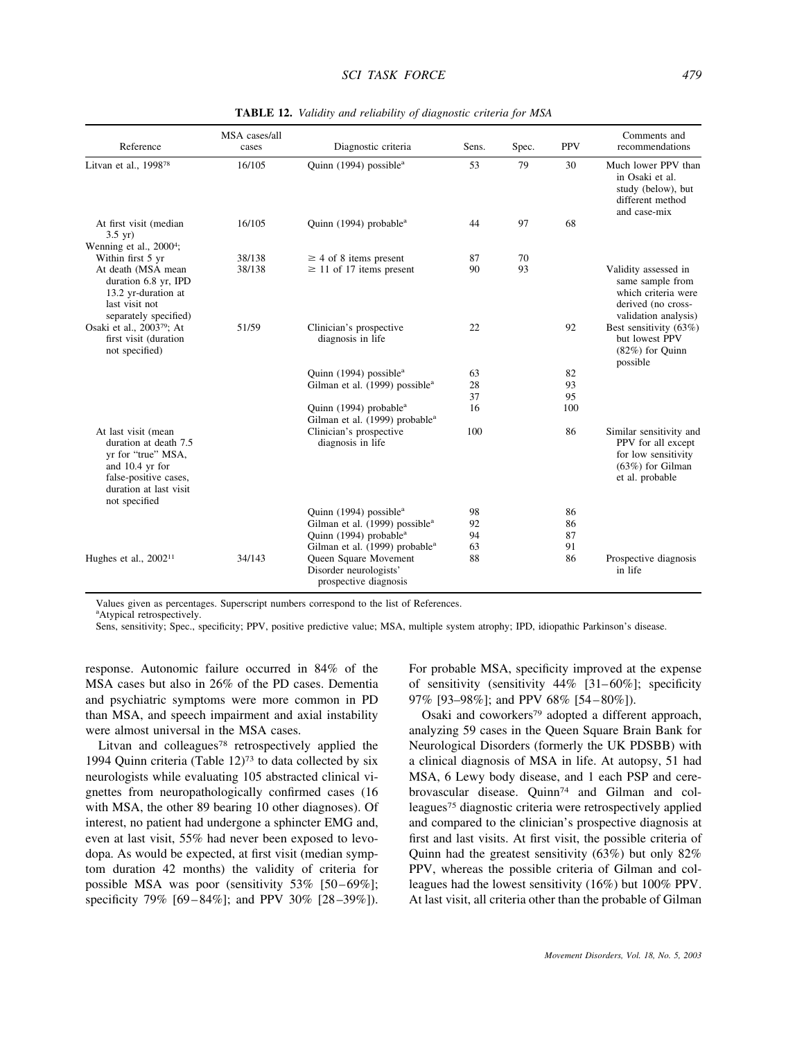**TABLE 12.** *Validity and reliability of diagnostic criteria for MSA*

| Reference | MSA cases/all cases | Diagnostic criteria | Sens. | Spec. | PPV | Comments and recommendations |
|---|---|---|---|---|---|---|
| Litvan et al., 1998[78] | 16/105 | Quinn (1994) possible[a] | 53 | 79 | 30 | Much lower PPV than in Osaki et al. study (below), but different method and case-mix |
| At first visit (median 3.5 yr) | 16/105 | Quinn (1994) probable[a] | 44 | 97 | 68 | |
| Wenning et al., 2000[4]; Within first 5 yr | 38/138 | ≥ 4 of 8 items present | 87 | 70 | | |
| At death (MSA mean duration 6.8 yr, IPD 13.2 yr-duration at last visit not separately specified) | 38/138 | ≥ 11 of 17 items present | 90 | 93 | | Validity assessed in same sample from which criteria were derived (no cross-validation analysis) |
| Osaki et al., 2003[79]; At first visit (duration not specified) | 51/59 | Clinician's prospective diagnosis in life | 22 | | 92 | Best sensitivity (63%) but lowest PPV (82%) for Quinn possible |
| | | Quinn (1994) possible[a] | 63 | | 82 | |
| | | Gilman et al. (1999) possible[a] | 28 | | 93 | |
| | | | 37 | | 95 | |
| | | Quinn (1994) probable[a] | 16 | | 100 | |
| | | Gilman et al. (1999) probable[a] | | | | |
| At last visit (mean duration at death 7.5 yr for "true" MSA, and 10.4 yr for false-positive cases, duration at last visit not specified | | Clinician's prospective diagnosis in life | 100 | | 86 | Similar sensitivity and PPV for all except for low sensitivity (63%) for Gilman et al. probable |
| | | Quinn (1994) possible[a] | 98 | | 86 | |
| | | Gilman et al. (1999) possible[a] | 92 | | 86 | |
| | | Quinn (1994) probable[a] | 94 | | 87 | |
| | | Gilman et al. (1999) probable[a] | 63 | | 91 | |
| Hughes et al., 2002[11] | 34/143 | Queen Square Movement Disorder neurologists' prospective diagnosis | 88 | | 86 | Prospective diagnosis in life |

Values given as percentages. Superscript numbers correspond to the list of References.
[a]Atypical retrospectively.
Sens, sensitivity; Spec., specificity; PPV, positive predictive value; MSA, multiple system atrophy; IPD, idiopathic Parkinson's disease.

response. Autonomic failure occurred in 84% of the MSA cases but also in 26% of the PD cases. Dementia and psychiatric symptoms were more common in PD than MSA, and speech impairment and axial instability were almost universal in the MSA cases.

Litvan and colleagues[78] retrospectively applied the 1994 Quinn criteria (Table 12)[73] to data collected by six neurologists while evaluating 105 abstracted clinical vignettes from neuropathologically confirmed cases (16 with MSA, the other 89 bearing 10 other diagnoses). Of interest, no patient had undergone a sphincter EMG and, even at last visit, 55% had never been exposed to levodopa. As would be expected, at first visit (median symptom duration 42 months) the validity of criteria for possible MSA was poor (sensitivity 53% [50–69%]; specificity 79% [69–84%]; and PPV 30% [28–39%]). For probable MSA, specificity improved at the expense of sensitivity (sensitivity 44% [31–60%]; specificity 97% [93–98%]; and PPV 68% [54–80%]).

Osaki and coworkers[79] adopted a different approach, analyzing 59 cases in the Queen Square Brain Bank for Neurological Disorders (formerly the UK PDSBB) with a clinical diagnosis of MSA in life. At autopsy, 51 had MSA, 6 Lewy body disease, and 1 each PSP and cerebrovascular disease. Quinn[74] and Gilman and colleagues[75] diagnostic criteria were retrospectively applied and compared to the clinician's prospective diagnosis at first and last visits. At first visit, the possible criteria of Quinn had the greatest sensitivity (63%) but only 82% PPV, whereas the possible criteria of Gilman and colleagues had the lowest sensitivity (16%) but 100% PPV. At last visit, all criteria other than the probable of Gilman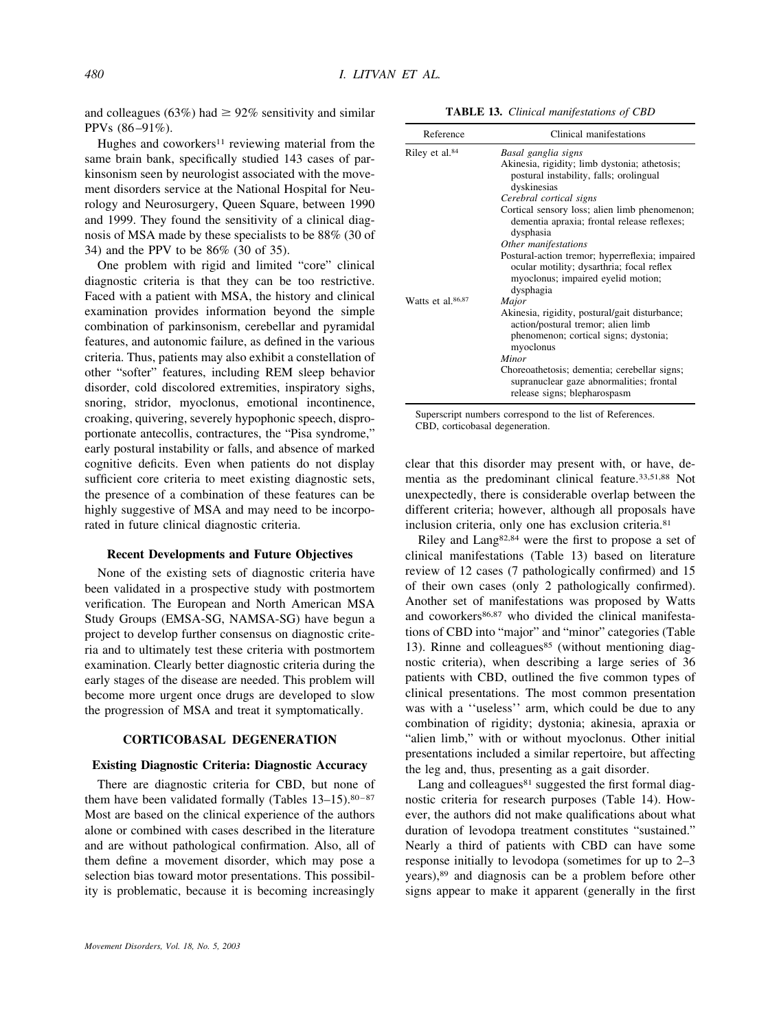and colleagues (63%) had ≥ 92% sensitivity and similar PPVs (86–91%).

Hughes and coworkers[11] reviewing material from the same brain bank, specifically studied 143 cases of parkinsonism seen by neurologist associated with the movement disorders service at the National Hospital for Neurology and Neurosurgery, Queen Square, between 1990 and 1999. They found the sensitivity of a clinical diagnosis of MSA made by these specialists to be 88% (30 of 34) and the PPV to be 86% (30 of 35).

One problem with rigid and limited "core" clinical diagnostic criteria is that they can be too restrictive. Faced with a patient with MSA, the history and clinical examination provides information beyond the simple combination of parkinsonism, cerebellar and pyramidal features, and autonomic failure, as defined in the various criteria. Thus, patients may also exhibit a constellation of other "softer" features, including REM sleep behavior disorder, cold discolored extremities, inspiratory sighs, snoring, stridor, myoclonus, emotional incontinence, croaking, quivering, severely hypophonic speech, disproportionate antecollis, contractures, the "Pisa syndrome," early postural instability or falls, and absence of marked cognitive deficits. Even when patients do not display sufficient core criteria to meet existing diagnostic sets, the presence of a combination of these features can be highly suggestive of MSA and may need to be incorporated in future clinical diagnostic criteria.

### Recent Developments and Future Objectives

None of the existing sets of diagnostic criteria have been validated in a prospective study with postmortem verification. The European and North American MSA Study Groups (EMSA-SG, NAMSA-SG) have begun a project to develop further consensus on diagnostic criteria and to ultimately test these criteria with postmortem examination. Clearly better diagnostic criteria during the early stages of the disease are needed. This problem will become more urgent once drugs are developed to slow the progression of MSA and treat it symptomatically.

## CORTICOBASAL DEGENERATION

### Existing Diagnostic Criteria: Diagnostic Accuracy

There are diagnostic criteria for CBD, but none of them have been validated formally (Tables 13–15).[80–87] Most are based on the clinical experience of the authors alone or combined with cases described in the literature and are without pathological confirmation. Also, all of them define a movement disorder, which may pose a selection bias toward motor presentations. This possibility is problematic, because it is becoming increasingly clear that this disorder may present with, or have, dementia as the predominant clinical feature.[33,51,88] Not unexpectedly, there is considerable overlap between the different criteria; however, although all proposals have inclusion criteria, only one has exclusion criteria.[81]

**TABLE 13.** *Clinical manifestations of CBD*

| Reference | Clinical manifestations |
|---|---|
| Riley et al.[84] | *Basal ganglia signs* |
| | Akinesia, rigidity; limb dystonia; athetosis; postural instability, falls; orolingual dyskinesias |
| | *Cerebral cortical signs* |
| | Cortical sensory loss; alien limb phenomenon; dementia apraxia; frontal release reflexes; dysphasia |
| | *Other manifestations* |
| | Postural-action tremor; hyperreflexia; impaired ocular motility; dysarthria; focal reflex myoclonus; impaired eyelid motion; dysphagia |
| Watts et al.[86,87] | *Major* |
| | Akinesia, rigidity, postural/gait disturbance; action/postural tremor; alien limb phenomenon; cortical signs; dystonia; myoclonus |
| | *Minor* |
| | Choreoathetosis; dementia; cerebellar signs; supranuclear gaze abnormalities; frontal release signs; blepharospasm |

Superscript numbers correspond to the list of References.
CBD, corticobasal degeneration.

Riley and Lang[82,84] were the first to propose a set of clinical manifestations (Table 13) based on literature review of 12 cases (7 pathologically confirmed) and 15 of their own cases (only 2 pathologically confirmed). Another set of manifestations was proposed by Watts and coworkers[86,87] who divided the clinical manifestations of CBD into "major" and "minor" categories (Table 13). Rinne and colleagues[85] (without mentioning diagnostic criteria), when describing a large series of 36 patients with CBD, outlined the five common types of clinical presentations. The most common presentation was with a ''useless'' arm, which could be due to any combination of rigidity; dystonia; akinesia, apraxia or "alien limb," with or without myoclonus. Other initial presentations included a similar repertoire, but affecting the leg and, thus, presenting as a gait disorder.

Lang and colleagues[81] suggested the first formal diagnostic criteria for research purposes (Table 14). However, the authors did not make qualifications about what duration of levodopa treatment constitutes "sustained." Nearly a third of patients with CBD can have some response initially to levodopa (sometimes for up to 2–3 years),[89] and diagnosis can be a problem before other signs appear to make it apparent (generally in the first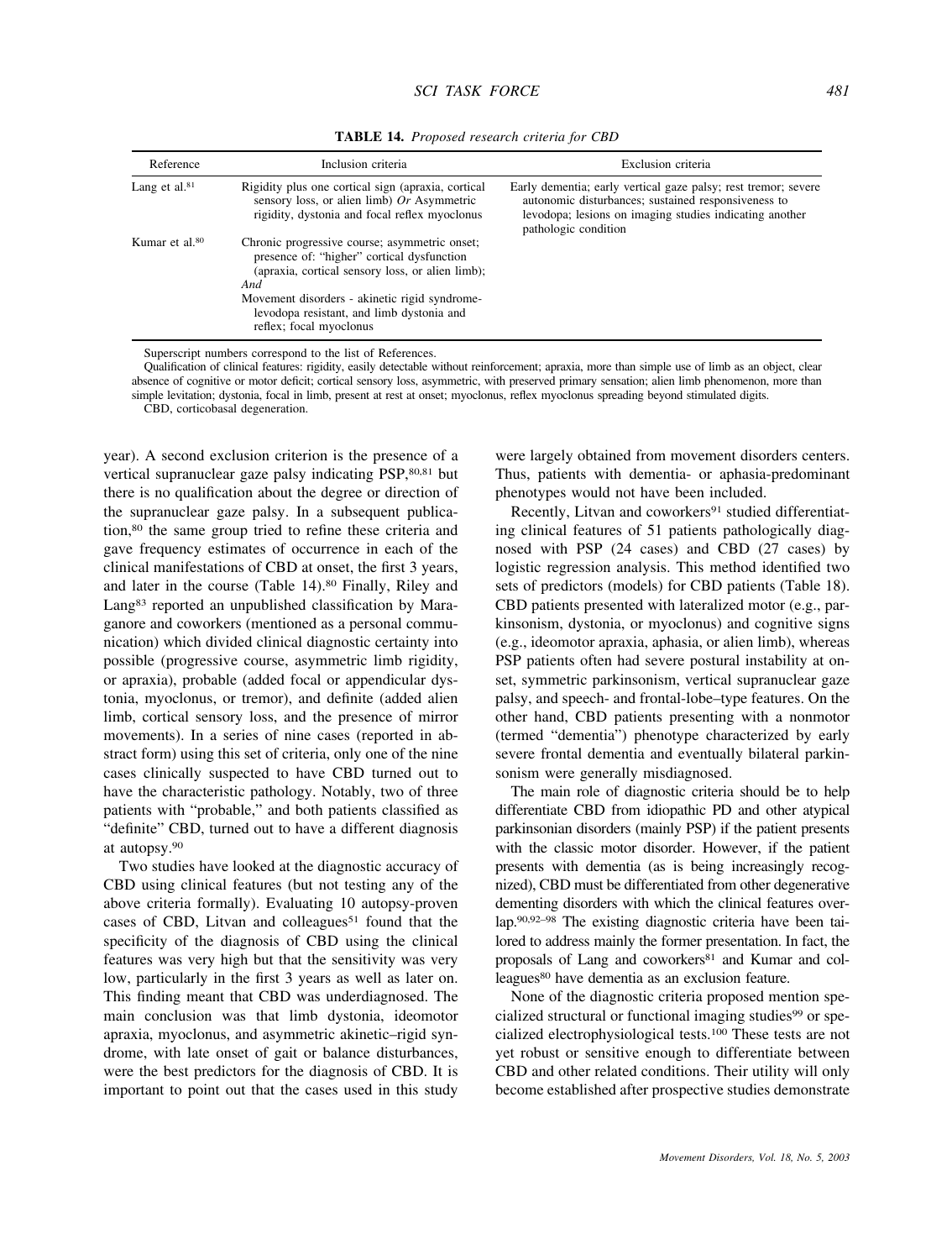**TABLE 14.** *Proposed research criteria for CBD*

| Reference | Inclusion criteria | Exclusion criteria |
|---|---|---|
| Lang et al.[81] | Rigidity plus one cortical sign (apraxia, cortical sensory loss, or alien limb) *Or* Asymmetric rigidity, dystonia and focal reflex myoclonus | Early dementia; early vertical gaze palsy; rest tremor; severe autonomic disturbances; sustained responsiveness to levodopa; lesions on imaging studies indicating another pathologic condition |
| Kumar et al.[80] | Chronic progressive course; asymmetric onset; presence of: "higher" cortical dysfunction (apraxia, cortical sensory loss, or alien limb); *And* Movement disorders - akinetic rigid syndrome-levodopa resistant, and limb dystonia and reflex; focal myoclonus | |

Superscript numbers correspond to the list of References.

Qualification of clinical features: rigidity, easily detectable without reinforcement; apraxia, more than simple use of limb as an object, clear absence of cognitive or motor deficit; cortical sensory loss, asymmetric, with preserved primary sensation; alien limb phenomenon, more than simple levitation; dystonia, focal in limb, present at rest at onset; myoclonus, reflex myoclonus spreading beyond stimulated digits.

CBD, corticobasal degeneration.

year). A second exclusion criterion is the presence of a vertical supranuclear gaze palsy indicating PSP,[80,81] but there is no qualification about the degree or direction of the supranuclear gaze palsy. In a subsequent publication,[80] the same group tried to refine these criteria and gave frequency estimates of occurrence in each of the clinical manifestations of CBD at onset, the first 3 years, and later in the course (Table 14).[80] Finally, Riley and Lang[83] reported an unpublished classification by Maraganore and coworkers (mentioned as a personal communication) which divided clinical diagnostic certainty into possible (progressive course, asymmetric limb rigidity, or apraxia), probable (added focal or appendicular dystonia, myoclonus, or tremor), and definite (added alien limb, cortical sensory loss, and the presence of mirror movements). In a series of nine cases (reported in abstract form) using this set of criteria, only one of the nine cases clinically suspected to have CBD turned out to have the characteristic pathology. Notably, two of three patients with "probable," and both patients classified as "definite" CBD, turned out to have a different diagnosis at autopsy.[90]

Two studies have looked at the diagnostic accuracy of CBD using clinical features (but not testing any of the above criteria formally). Evaluating 10 autopsy-proven cases of CBD, Litvan and colleagues[51] found that the specificity of the diagnosis of CBD using the clinical features was very high but that the sensitivity was very low, particularly in the first 3 years as well as later on. This finding meant that CBD was underdiagnosed. The main conclusion was that limb dystonia, ideomotor apraxia, myoclonus, and asymmetric akinetic–rigid syndrome, with late onset of gait or balance disturbances, were the best predictors for the diagnosis of CBD. It is important to point out that the cases used in this study were largely obtained from movement disorders centers. Thus, patients with dementia- or aphasia-predominant phenotypes would not have been included.

Recently, Litvan and coworkers[91] studied differentiating clinical features of 51 patients pathologically diagnosed with PSP (24 cases) and CBD (27 cases) by logistic regression analysis. This method identified two sets of predictors (models) for CBD patients (Table 18). CBD patients presented with lateralized motor (e.g., parkinsonism, dystonia, or myoclonus) and cognitive signs (e.g., ideomotor apraxia, aphasia, or alien limb), whereas PSP patients often had severe postural instability at onset, symmetric parkinsonism, vertical supranuclear gaze palsy, and speech- and frontal-lobe–type features. On the other hand, CBD patients presenting with a nonmotor (termed "dementia") phenotype characterized by early severe frontal dementia and eventually bilateral parkinsonism were generally misdiagnosed.

The main role of diagnostic criteria should be to help differentiate CBD from idiopathic PD and other atypical parkinsonian disorders (mainly PSP) if the patient presents with the classic motor disorder. However, if the patient presents with dementia (as is being increasingly recognized), CBD must be differentiated from other degenerative dementing disorders with which the clinical features overlap.[90,92–98] The existing diagnostic criteria have been tailored to address mainly the former presentation. In fact, the proposals of Lang and coworkers[81] and Kumar and colleagues[80] have dementia as an exclusion feature.

None of the diagnostic criteria proposed mention specialized structural or functional imaging studies[99] or specialized electrophysiological tests.[100] These tests are not yet robust or sensitive enough to differentiate between CBD and other related conditions. Their utility will only become established after prospective studies demonstrate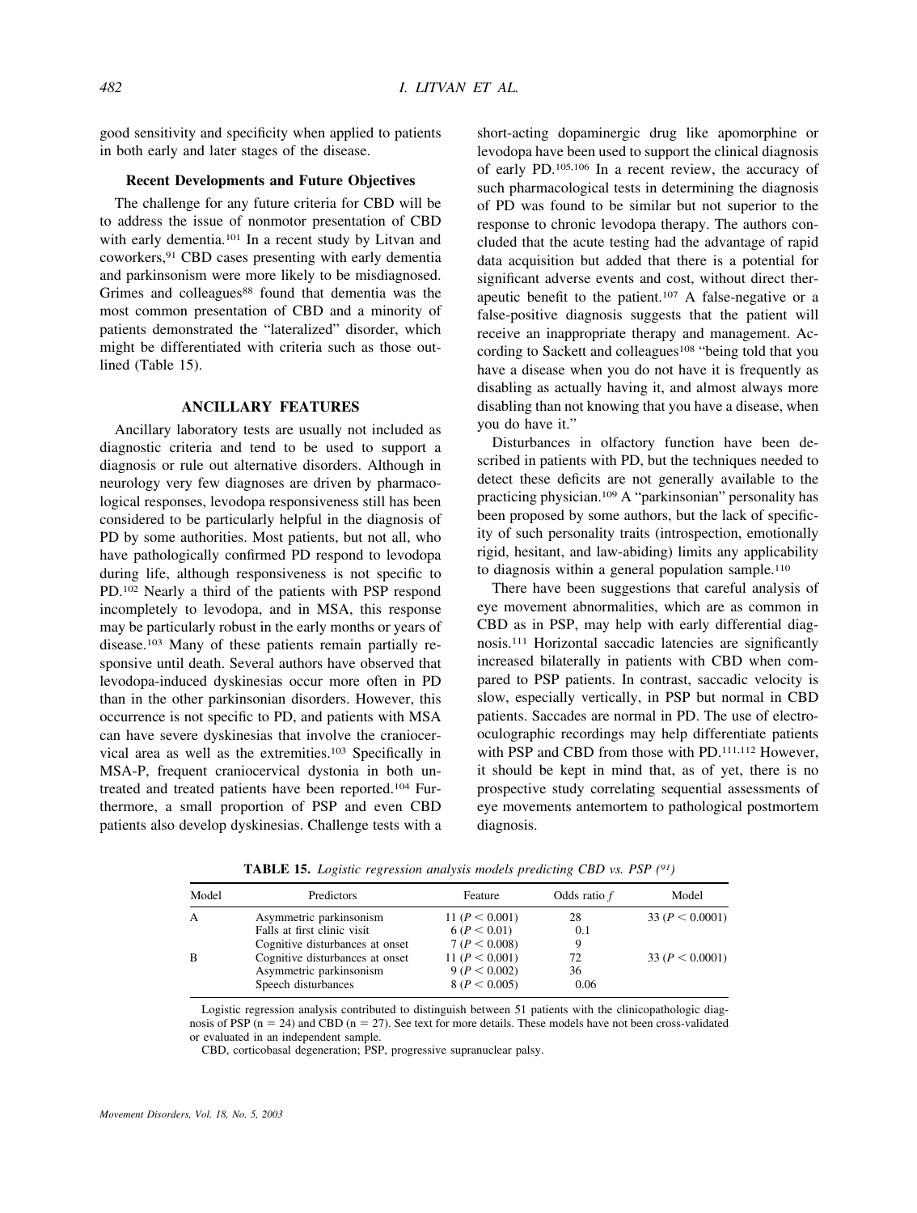good sensitivity and specificity when applied to patients in both early and later stages of the disease.

### Recent Developments and Future Objectives

The challenge for any future criteria for CBD will be to address the issue of nonmotor presentation of CBD with early dementia.[101] In a recent study by Litvan and coworkers,[91] CBD cases presenting with early dementia and parkinsonism were more likely to be misdiagnosed. Grimes and colleagues[88] found that dementia was the most common presentation of CBD and a minority of patients demonstrated the "lateralized" disorder, which might be differentiated with criteria such as those outlined (Table 15).

## ANCILLARY FEATURES

Ancillary laboratory tests are usually not included as diagnostic criteria and tend to be used to support a diagnosis or rule out alternative disorders. Although in neurology very few diagnoses are driven by pharmacological responses, levodopa responsiveness still has been considered to be particularly helpful in the diagnosis of PD by some authorities. Most patients, but not all, who have pathologically confirmed PD respond to levodopa during life, although responsiveness is not specific to PD.[102] Nearly a third of the patients with PSP respond incompletely to levodopa, and in MSA, this response may be particularly robust in the early months or years of disease.[103] Many of these patients remain partially responsive until death. Several authors have observed that levodopa-induced dyskinesias occur more often in PD than in the other parkinsonian disorders. However, this occurrence is not specific to PD, and patients with MSA can have severe dyskinesias that involve the craniocervical area as well as the extremities.[103] Specifically in MSA-P, frequent craniocervical dystonia in both untreated and treated patients have been reported.[104] Furthermore, a small proportion of PSP and even CBD patients also develop dyskinesias. Challenge tests with a short-acting dopaminergic drug like apomorphine or levodopa have been used to support the clinical diagnosis of early PD.[105,106] In a recent review, the accuracy of such pharmacological tests in determining the diagnosis of PD was found to be similar but not superior to the response to chronic levodopa therapy. The authors concluded that the acute testing had the advantage of rapid data acquisition but added that there is a potential for significant adverse events and cost, without direct therapeutic benefit to the patient.[107] A false-negative or a false-positive diagnosis suggests that the patient will receive an inappropriate therapy and management. According to Sackett and colleagues[108] "being told that you have a disease when you do not have it is frequently as disabling as actually having it, and almost always more disabling than not knowing that you have a disease, when you do have it."

Disturbances in olfactory function have been described in patients with PD, but the techniques needed to detect these deficits are not generally available to the practicing physician.[109] A "parkinsonian" personality has been proposed by some authors, but the lack of specificity of such personality traits (introspection, emotionally rigid, hesitant, and law-abiding) limits any applicability to diagnosis within a general population sample.[110]

There have been suggestions that careful analysis of eye movement abnormalities, which are as common in CBD as in PSP, may help with early differential diagnosis.[111] Horizontal saccadic latencies are significantly increased bilaterally in patients with CBD when compared to PSP patients. In contrast, saccadic velocity is slow, especially vertically, in PSP but normal in CBD patients. Saccades are normal in PD. The use of electrooculographic recordings may help differentiate patients with PSP and CBD from those with PD.[111,112] However, it should be kept in mind that, as of yet, there is no prospective study correlating sequential assessments of eye movements antemortem to pathological postmortem diagnosis.

**TABLE 15.** *Logistic regression analysis models predicting CBD vs. PSP ([91])*

| Model | Predictors | Feature | Odds ratio *f* | Model |
|---|---|---|---|---|
| A | Asymmetric parkinsonism | 11 ($P < 0.001$) | 28 | 33 ($P < 0.0001$) |
| | Falls at first clinic visit | 6 ($P < 0.01$) | 0.1 | |
| | Cognitive disturbances at onset | 7 ($P < 0.008$) | 9 | |
| B | Cognitive disturbances at onset | 11 ($P < 0.001$) | 72 | 33 ($P < 0.0001$) |
| | Asymmetric parkinsonism | 9 ($P < 0.002$) | 36 | |
| | Speech disturbances | 8 ($P < 0.005$) | 0.06 | |

Logistic regression analysis contributed to distinguish between 51 patients with the clinicopathologic diagnosis of PSP (n = 24) and CBD (n = 27). See text for more details. These models have not been cross-validated or evaluated in an independent sample.

CBD, corticobasal degeneration; PSP, progressive supranuclear palsy.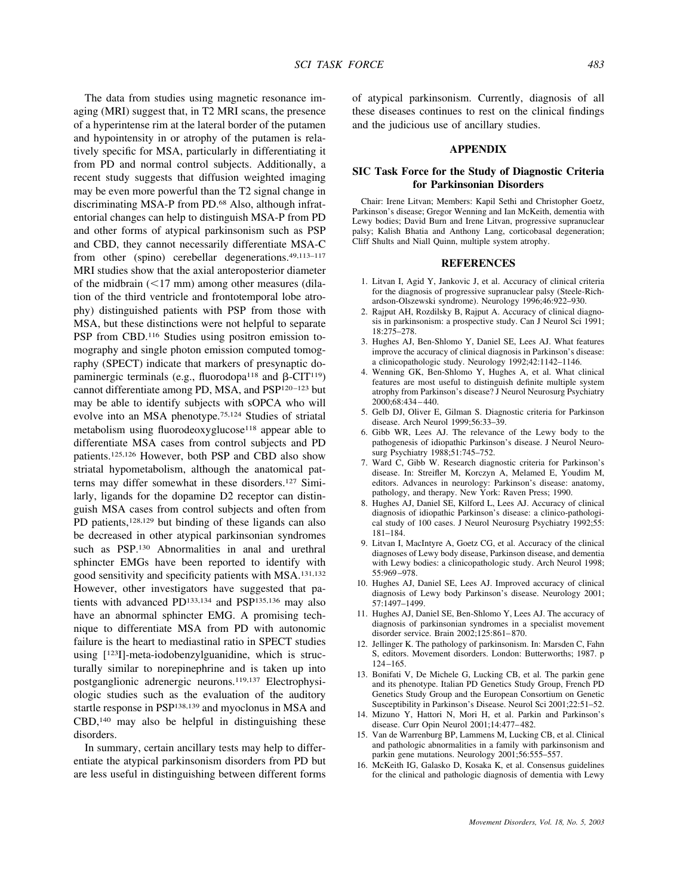The data from studies using magnetic resonance imaging (MRI) suggest that, in T2 MRI scans, the presence of a hyperintense rim at the lateral border of the putamen and hypointensity in or atrophy of the putamen is relatively specific for MSA, particularly in differentiating it from PD and normal control subjects. Additionally, a recent study suggests that diffusion weighted imaging may be even more powerful than the T2 signal change in discriminating MSA-P from PD.[68] Also, although infratentorial changes can help to distinguish MSA-P from PD and other forms of atypical parkinsonism such as PSP and CBD, they cannot necessarily differentiate MSA-C from other (spino) cerebellar degenerations.[49,113–117] MRI studies show that the axial anteroposterior diameter of the midbrain (<17 mm) among other measures (dilation of the third ventricle and frontotemporal lobe atrophy) distinguished patients with PSP from those with MSA, but these distinctions were not helpful to separate PSP from CBD.[116] Studies using positron emission tomography and single photon emission computed tomography (SPECT) indicate that markers of presynaptic dopaminergic terminals (e.g., fluorodopa[118] and β-CIT[119]) cannot differentiate among PD, MSA, and PSP[120–123] but may be able to identify subjects with sOPCA who will evolve into an MSA phenotype.[75,124] Studies of striatal metabolism using fluorodeoxyglucose[118] appear able to differentiate MSA cases from control subjects and PD patients.[125,126] However, both PSP and CBD also show striatal hypometabolism, although the anatomical patterns may differ somewhat in these disorders.[127] Similarly, ligands for the dopamine D2 receptor can distinguish MSA cases from control subjects and often from PD patients,[128,129] but binding of these ligands can also be decreased in other atypical parkinsonian syndromes such as PSP.[130] Abnormalities in anal and urethral sphincter EMGs have been reported to identify with good sensitivity and specificity patients with MSA.[131,132] However, other investigators have suggested that patients with advanced PD[133,134] and PSP[135,136] may also have an abnormal sphincter EMG. A promising technique to differentiate MSA from PD with autonomic failure is the heart to mediastinal ratio in SPECT studies using [$^{123}$I]-meta-iodobenzylguanidine, which is structurally similar to norepinephrine and is taken up into postganglionic adrenergic neurons.[119,137] Electrophysiologic studies such as the evaluation of the auditory startle response in PSP[138,139] and myoclonus in MSA and CBD,[140] may also be helpful in distinguishing these disorders.

In summary, certain ancillary tests may help to differentiate the atypical parkinsonism disorders from PD but are less useful in distinguishing between different forms of atypical parkinsonism. Currently, diagnosis of all these diseases continues to rest on the clinical findings and the judicious use of ancillary studies.

## APPENDIX

### SIC Task Force for the Study of Diagnostic Criteria for Parkinsonian Disorders

Chair: Irene Litvan; Members: Kapil Sethi and Christopher Goetz, Parkinson's disease; Gregor Wenning and Ian McKeith, dementia with Lewy bodies; David Burn and Irene Litvan, progressive supranuclear palsy; Kalish Bhatia and Anthony Lang, corticobasal degeneration; Cliff Shults and Niall Quinn, multiple system atrophy.

## REFERENCES

1. Litvan I, Agid Y, Jankovic J, et al. Accuracy of clinical criteria for the diagnosis of progressive supranuclear palsy (Steele-Richardson-Olszewski syndrome). Neurology 1996;46:922–930.
2. Rajput AH, Rozdilsky B, Rajput A. Accuracy of clinical diagnosis in parkinsonism: a prospective study. Can J Neurol Sci 1991; 18:275–278.
3. Hughes AJ, Ben-Shlomo Y, Daniel SE, Lees AJ. What features improve the accuracy of clinical diagnosis in Parkinson's disease: a clinicopathologic study. Neurology 1992;42:1142–1146.
4. Wenning GK, Ben-Shlomo Y, Hughes A, et al. What clinical features are most useful to distinguish definite multiple system atrophy from Parkinson's disease? J Neurol Neurosurg Psychiatry 2000;68:434–440.
5. Gelb DJ, Oliver E, Gilman S. Diagnostic criteria for Parkinson disease. Arch Neurol 1999;56:33–39.
6. Gibb WR, Lees AJ. The relevance of the Lewy body to the pathogenesis of idiopathic Parkinson's disease. J Neurol Neurosurg Psychiatry 1988;51:745–752.
7. Ward C, Gibb W. Research diagnostic criteria for Parkinson's disease. In: Streifler M, Korczyn A, Melamed E, Youdim M, editors. Advances in neurology: Parkinson's disease: anatomy, pathology, and therapy. New York: Raven Press; 1990.
8. Hughes AJ, Daniel SE, Kilford L, Lees AJ. Accuracy of clinical diagnosis of idiopathic Parkinson's disease: a clinico-pathological study of 100 cases. J Neurol Neurosurg Psychiatry 1992;55: 181–184.
9. Litvan I, MacIntyre A, Goetz CG, et al. Accuracy of the clinical diagnoses of Lewy body disease, Parkinson disease, and dementia with Lewy bodies: a clinicopathologic study. Arch Neurol 1998; 55:969–978.
10. Hughes AJ, Daniel SE, Lees AJ. Improved accuracy of clinical diagnosis of Lewy body Parkinson's disease. Neurology 2001; 57:1497–1499.
11. Hughes AJ, Daniel SE, Ben-Shlomo Y, Lees AJ. The accuracy of diagnosis of parkinsonian syndromes in a specialist movement disorder service. Brain 2002;125:861–870.
12. Jellinger K. The pathology of parkinsonism. In: Marsden C, Fahn S, editors. Movement disorders. London: Butterworths; 1987. p 124–165.
13. Bonifati V, De Michele G, Lucking CB, et al. The parkin gene and its phenotype. Italian PD Genetics Study Group, French PD Genetics Study Group and the European Consortium on Genetic Susceptibility in Parkinson's Disease. Neurol Sci 2001;22:51–52.
14. Mizuno Y, Hattori N, Mori H, et al. Parkin and Parkinson's disease. Curr Opin Neurol 2001;14:477–482.
15. Van de Warrenburg BP, Lammens M, Lucking CB, et al. Clinical and pathologic abnormalities in a family with parkinsonism and parkin gene mutations. Neurology 2001;56:555–557.
16. McKeith IG, Galasko D, Kosaka K, et al. Consensus guidelines for the clinical and pathologic diagnosis of dementia with Lewy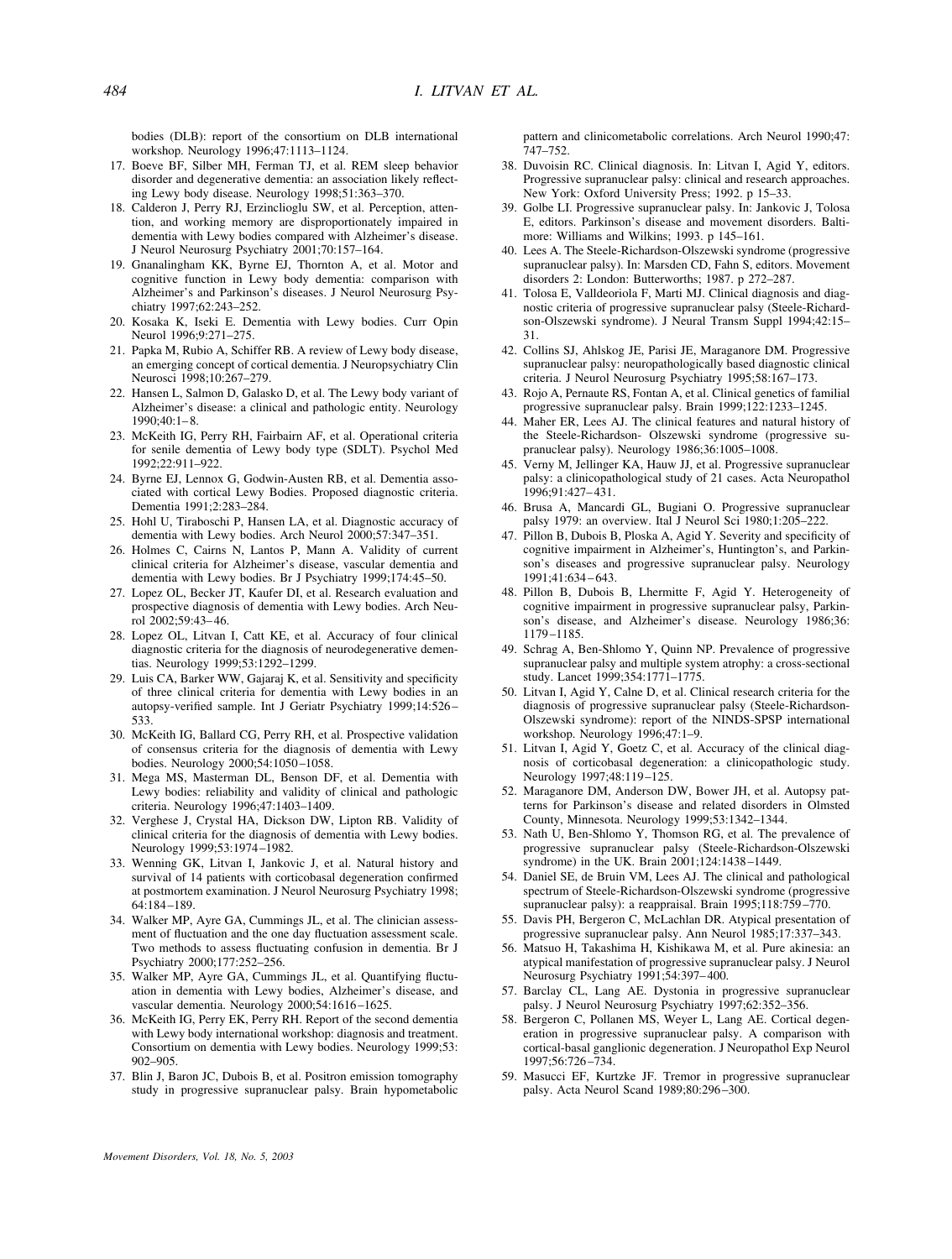bodies (DLB): report of the consortium on DLB international workshop. Neurology 1996;47:1113–1124.

17. Boeve BF, Silber MH, Ferman TJ, et al. REM sleep behavior disorder and degenerative dementia: an association likely reflecting Lewy body disease. Neurology 1998;51:363–370.
18. Calderon J, Perry RJ, Erzinclioglu SW, et al. Perception, attention, and working memory are disproportionately impaired in dementia with Lewy bodies compared with Alzheimer's disease. J Neurol Neurosurg Psychiatry 2001;70:157–164.
19. Gnanalingham KK, Byrne EJ, Thornton A, et al. Motor and cognitive function in Lewy body dementia: comparison with Alzheimer's and Parkinson's diseases. J Neurol Neurosurg Psychiatry 1997;62:243–252.
20. Kosaka K, Iseki E. Dementia with Lewy bodies. Curr Opin Neurol 1996;9:271–275.
21. Papka M, Rubio A, Schiffer RB. A review of Lewy body disease, an emerging concept of cortical dementia. J Neuropsychiatry Clin Neurosci 1998;10:267–279.
22. Hansen L, Salmon D, Galasko D, et al. The Lewy body variant of Alzheimer's disease: a clinical and pathologic entity. Neurology 1990;40:1–8.
23. McKeith IG, Perry RH, Fairbairn AF, et al. Operational criteria for senile dementia of Lewy body type (SDLT). Psychol Med 1992;22:911–922.
24. Byrne EJ, Lennox G, Godwin-Austen RB, et al. Dementia associated with cortical Lewy Bodies. Proposed diagnostic criteria. Dementia 1991;2:283–284.
25. Hohl U, Tiraboschi P, Hansen LA, et al. Diagnostic accuracy of dementia with Lewy bodies. Arch Neurol 2000;57:347–351.
26. Holmes C, Cairns N, Lantos P, Mann A. Validity of current clinical criteria for Alzheimer's disease, vascular dementia and dementia with Lewy bodies. Br J Psychiatry 1999;174:45–50.
27. Lopez OL, Becker JT, Kaufer DI, et al. Research evaluation and prospective diagnosis of dementia with Lewy bodies. Arch Neurol 2002;59:43–46.
28. Lopez OL, Litvan I, Catt KE, et al. Accuracy of four clinical diagnostic criteria for the diagnosis of neurodegenerative dementias. Neurology 1999;53:1292–1299.
29. Luis CA, Barker WW, Gajaraj K, et al. Sensitivity and specificity of three clinical criteria for dementia with Lewy bodies in an autopsy-verified sample. Int J Geriatr Psychiatry 1999;14:526–533.
30. McKeith IG, Ballard CG, Perry RH, et al. Prospective validation of consensus criteria for the diagnosis of dementia with Lewy bodies. Neurology 2000;54:1050–1058.
31. Mega MS, Masterman DL, Benson DF, et al. Dementia with Lewy bodies: reliability and validity of clinical and pathologic criteria. Neurology 1996;47:1403–1409.
32. Verghese J, Crystal HA, Dickson DW, Lipton RB. Validity of clinical criteria for the diagnosis of dementia with Lewy bodies. Neurology 1999;53:1974–1982.
33. Wenning GK, Litvan I, Jankovic J, et al. Natural history and survival of 14 patients with corticobasal degeneration confirmed at postmortem examination. J Neurol Neurosurg Psychiatry 1998; 64:184–189.
34. Walker MP, Ayre GA, Cummings JL, et al. The clinician assessment of fluctuation and the one day fluctuation assessment scale. Two methods to assess fluctuating confusion in dementia. Br J Psychiatry 2000;177:252–256.
35. Walker MP, Ayre GA, Cummings JL, et al. Quantifying fluctuation in dementia with Lewy bodies, Alzheimer's disease, and vascular dementia. Neurology 2000;54:1616–1625.
36. McKeith IG, Perry EK, Perry RH. Report of the second dementia with Lewy body international workshop: diagnosis and treatment. Consortium on dementia with Lewy bodies. Neurology 1999;53: 902–905.
37. Blin J, Baron JC, Dubois B, et al. Positron emission tomography study in progressive supranuclear palsy. Brain hypometabolic pattern and clinicometabolic correlations. Arch Neurol 1990;47: 747–752.
38. Duvoisin RC. Clinical diagnosis. In: Litvan I, Agid Y, editors. Progressive supranuclear palsy: clinical and research approaches. New York: Oxford University Press; 1992. p 15–33.
39. Golbe LI. Progressive supranuclear palsy. In: Jankovic J, Tolosa E, editors. Parkinson's disease and movement disorders. Baltimore: Williams and Wilkins; 1993. p 145–161.
40. Lees A. The Steele-Richardson-Olszewski syndrome (progressive supranuclear palsy). In: Marsden CD, Fahn S, editors. Movement disorders 2: London: Butterworths; 1987. p 272–287.
41. Tolosa E, Valldeoriola F, Marti MJ. Clinical diagnosis and diagnostic criteria of progressive supranuclear palsy (Steele-Richardson-Olszewski syndrome). J Neural Transm Suppl 1994;42:15–31.
42. Collins SJ, Ahlskog JE, Parisi JE, Maraganore DM. Progressive supranuclear palsy: neuropathologically based diagnostic clinical criteria. J Neurol Neurosurg Psychiatry 1995;58:167–173.
43. Rojo A, Pernaute RS, Fontan A, et al. Clinical genetics of familial progressive supranuclear palsy. Brain 1999;122:1233–1245.
44. Maher ER, Lees AJ. The clinical features and natural history of the Steele-Richardson- Olszewski syndrome (progressive supranuclear palsy). Neurology 1986;36:1005–1008.
45. Verny M, Jellinger KA, Hauw JJ, et al. Progressive supranuclear palsy: a clinicopathological study of 21 cases. Acta Neuropathol 1996;91:427–431.
46. Brusa A, Mancardi GL, Bugiani O. Progressive supranuclear palsy 1979: an overview. Ital J Neurol Sci 1980;1:205–222.
47. Pillon B, Dubois B, Ploska A, Agid Y. Severity and specificity of cognitive impairment in Alzheimer's, Huntington's, and Parkinson's diseases and progressive supranuclear palsy. Neurology 1991;41:634–643.
48. Pillon B, Dubois B, Lhermitte F, Agid Y. Heterogeneity of cognitive impairment in progressive supranuclear palsy, Parkinson's disease, and Alzheimer's disease. Neurology 1986;36: 1179–1185.
49. Schrag A, Ben-Shlomo Y, Quinn NP. Prevalence of progressive supranuclear palsy and multiple system atrophy: a cross-sectional study. Lancet 1999;354:1771–1775.
50. Litvan I, Agid Y, Calne D, et al. Clinical research criteria for the diagnosis of progressive supranuclear palsy (Steele-Richardson-Olszewski syndrome): report of the NINDS-SPSP international workshop. Neurology 1996;47:1–9.
51. Litvan I, Agid Y, Goetz C, et al. Accuracy of the clinical diagnosis of corticobasal degeneration: a clinicopathologic study. Neurology 1997;48:119–125.
52. Maraganore DM, Anderson DW, Bower JH, et al. Autopsy patterns for Parkinson's disease and related disorders in Olmsted County, Minnesota. Neurology 1999;53:1342–1344.
53. Nath U, Ben-Shlomo Y, Thomson RG, et al. The prevalence of progressive supranuclear palsy (Steele-Richardson-Olszewski syndrome) in the UK. Brain 2001;124:1438–1449.
54. Daniel SE, de Bruin VM, Lees AJ. The clinical and pathological spectrum of Steele-Richardson-Olszewski syndrome (progressive supranuclear palsy): a reappraisal. Brain 1995;118:759–770.
55. Davis PH, Bergeron C, McLachlan DR. Atypical presentation of progressive supranuclear palsy. Ann Neurol 1985;17:337–343.
56. Matsuo H, Takashima H, Kishikawa M, et al. Pure akinesia: an atypical manifestation of progressive supranuclear palsy. J Neurol Neurosurg Psychiatry 1991;54:397–400.
57. Barclay CL, Lang AE. Dystonia in progressive supranuclear palsy. J Neurol Neurosurg Psychiatry 1997;62:352–356.
58. Bergeron C, Pollanen MS, Weyer L, Lang AE. Cortical degeneration in progressive supranuclear palsy. A comparison with cortical-basal ganglionic degeneration. J Neuropathol Exp Neurol 1997;56:726–734.
59. Masucci EF, Kurtzke JF. Tremor in progressive supranuclear palsy. Acta Neurol Scand 1989;80:296–300.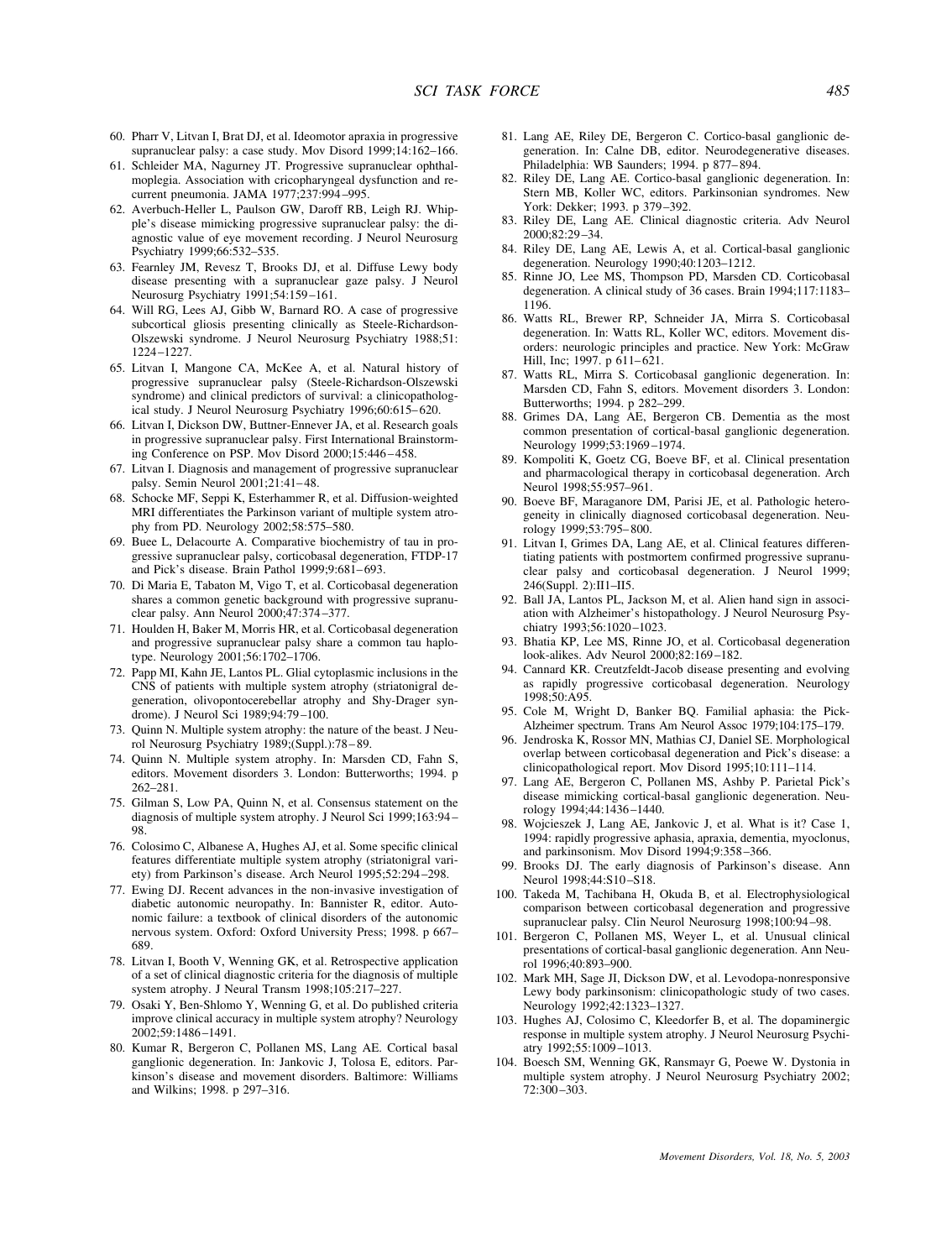60. Pharr V, Litvan I, Brat DJ, et al. Ideomotor apraxia in progressive supranuclear palsy: a case study. Mov Disord 1999;14:162–166.
61. Schleider MA, Nagurney JT. Progressive supranuclear ophthalmoplegia. Association with cricopharyngeal dysfunction and recurrent pneumonia. JAMA 1977;237:994–995.
62. Averbuch-Heller L, Paulson GW, Daroff RB, Leigh RJ. Whipple's disease mimicking progressive supranuclear palsy: the diagnostic value of eye movement recording. J Neurol Neurosurg Psychiatry 1999;66:532–535.
63. Fearnley JM, Revesz T, Brooks DJ, et al. Diffuse Lewy body disease presenting with a supranuclear gaze palsy. J Neurol Neurosurg Psychiatry 1991;54:159–161.
64. Will RG, Lees AJ, Gibb W, Barnard RO. A case of progressive subcortical gliosis presenting clinically as Steele-Richardson-Olszewski syndrome. J Neurol Neurosurg Psychiatry 1988;51: 1224–1227.
65. Litvan I, Mangone CA, McKee A, et al. Natural history of progressive supranuclear palsy (Steele-Richardson-Olszewski syndrome) and clinical predictors of survival: a clinicopathological study. J Neurol Neurosurg Psychiatry 1996;60:615–620.
66. Litvan I, Dickson DW, Buttner-Ennever JA, et al. Research goals in progressive supranuclear palsy. First International Brainstorming Conference on PSP. Mov Disord 2000;15:446–458.
67. Litvan I. Diagnosis and management of progressive supranuclear palsy. Semin Neurol 2001;21:41–48.
68. Schocke MF, Seppi K, Esterhammer R, et al. Diffusion-weighted MRI differentiates the Parkinson variant of multiple system atrophy from PD. Neurology 2002;58:575–580.
69. Buee L, Delacourte A. Comparative biochemistry of tau in progressive supranuclear palsy, corticobasal degeneration, FTDP-17 and Pick's disease. Brain Pathol 1999;9:681–693.
70. Di Maria E, Tabaton M, Vigo T, et al. Corticobasal degeneration shares a common genetic background with progressive supranuclear palsy. Ann Neurol 2000;47:374–377.
71. Houlden H, Baker M, Morris HR, et al. Corticobasal degeneration and progressive supranuclear palsy share a common tau haplotype. Neurology 2001;56:1702–1706.
72. Papp MI, Kahn JE, Lantos PL. Glial cytoplasmic inclusions in the CNS of patients with multiple system atrophy (striatonigral degeneration, olivopontocerebellar atrophy and Shy-Drager syndrome). J Neurol Sci 1989;94:79–100.
73. Quinn N. Multiple system atrophy: the nature of the beast. J Neurol Neurosurg Psychiatry 1989;(Suppl.):78–89.
74. Quinn N. Multiple system atrophy. In: Marsden CD, Fahn S, editors. Movement disorders 3. London: Butterworths; 1994. p 262–281.
75. Gilman S, Low PA, Quinn N, et al. Consensus statement on the diagnosis of multiple system atrophy. J Neurol Sci 1999;163:94–98.
76. Colosimo C, Albanese A, Hughes AJ, et al. Some specific clinical features differentiate multiple system atrophy (striatonigral variety) from Parkinson's disease. Arch Neurol 1995;52:294–298.
77. Ewing DJ. Recent advances in the non-invasive investigation of diabetic autonomic neuropathy. In: Bannister R, editor. Autonomic failure: a textbook of clinical disorders of the autonomic nervous system. Oxford: Oxford University Press; 1998. p 667–689.
78. Litvan I, Booth V, Wenning GK, et al. Retrospective application of a set of clinical diagnostic criteria for the diagnosis of multiple system atrophy. J Neural Transm 1998;105:217–227.
79. Osaki Y, Ben-Shlomo Y, Wenning G, et al. Do published criteria improve clinical accuracy in multiple system atrophy? Neurology 2002;59:1486–1491.
80. Kumar R, Bergeron C, Pollanen MS, Lang AE. Cortical basal ganglionic degeneration. In: Jankovic J, Tolosa E, editors. Parkinson's disease and movement disorders. Baltimore: Williams and Wilkins; 1998. p 297–316.
81. Lang AE, Riley DE, Bergeron C. Cortico-basal ganglionic degeneration. In: Calne DB, editor. Neurodegenerative diseases. Philadelphia: WB Saunders; 1994. p 877–894.
82. Riley DE, Lang AE. Cortico-basal ganglionic degeneration. In: Stern MB, Koller WC, editors. Parkinsonian syndromes. New York: Dekker; 1993. p 379–392.
83. Riley DE, Lang AE. Clinical diagnostic criteria. Adv Neurol 2000;82:29–34.
84. Riley DE, Lang AE, Lewis A, et al. Cortical-basal ganglionic degeneration. Neurology 1990;40:1203–1212.
85. Rinne JO, Lee MS, Thompson PD, Marsden CD. Corticobasal degeneration. A clinical study of 36 cases. Brain 1994;117:1183–1196.
86. Watts RL, Brewer RP, Schneider JA, Mirra S. Corticobasal degeneration. In: Watts RL, Koller WC, editors. Movement disorders: neurologic principles and practice. New York: McGraw Hill, Inc; 1997. p 611–621.
87. Watts RL, Mirra S. Corticobasal ganglionic degeneration. In: Marsden CD, Fahn S, editors. Movement disorders 3. London: Butterworths; 1994. p 282–299.
88. Grimes DA, Lang AE, Bergeron CB. Dementia as the most common presentation of cortical-basal ganglionic degeneration. Neurology 1999;53:1969–1974.
89. Kompoliti K, Goetz CG, Boeve BF, et al. Clinical presentation and pharmacological therapy in corticobasal degeneration. Arch Neurol 1998;55:957–961.
90. Boeve BF, Maraganore DM, Parisi JE, et al. Pathologic heterogeneity in clinically diagnosed corticobasal degeneration. Neurology 1999;53:795–800.
91. Litvan I, Grimes DA, Lang AE, et al. Clinical features differentiating patients with postmortem confirmed progressive supranuclear palsy and corticobasal degeneration. J Neurol 1999; 246(Suppl. 2):II1–II5.
92. Ball JA, Lantos PL, Jackson M, et al. Alien hand sign in association with Alzheimer's histopathology. J Neurol Neurosurg Psychiatry 1993;56:1020–1023.
93. Bhatia KP, Lee MS, Rinne JO, et al. Corticobasal degeneration look-alikes. Adv Neurol 2000;82:169–182.
94. Cannard KR. Creutzfeldt-Jacob disease presenting and evolving as rapidly progressive corticobasal degeneration. Neurology 1998;50:A95.
95. Cole M, Wright D, Banker BQ. Familial aphasia: the Pick-Alzheimer spectrum. Trans Am Neurol Assoc 1979;104:175–179.
96. Jendroska K, Rossor MN, Mathias CJ, Daniel SE. Morphological overlap between corticobasal degeneration and Pick's disease: a clinicopathological report. Mov Disord 1995;10:111–114.
97. Lang AE, Bergeron C, Pollanen MS, Ashby P. Parietal Pick's disease mimicking cortical-basal ganglionic degeneration. Neurology 1994;44:1436–1440.
98. Wojcieszek J, Lang AE, Jankovic J, et al. What is it? Case 1, 1994: rapidly progressive aphasia, apraxia, dementia, myoclonus, and parkinsonism. Mov Disord 1994;9:358–366.
99. Brooks DJ. The early diagnosis of Parkinson's disease. Ann Neurol 1998;44:S10–S18.
100. Takeda M, Tachibana H, Okuda B, et al. Electrophysiological comparison between corticobasal degeneration and progressive supranuclear palsy. Clin Neurol Neurosurg 1998;100:94–98.
101. Bergeron C, Pollanen MS, Weyer L, et al. Unusual clinical presentations of cortical-basal ganglionic degeneration. Ann Neurol 1996;40:893–900.
102. Mark MH, Sage JI, Dickson DW, et al. Levodopa-nonresponsive Lewy body parkinsonism: clinicopathologic study of two cases. Neurology 1992;42:1323–1327.
103. Hughes AJ, Colosimo C, Kleedorfer B, et al. The dopaminergic response in multiple system atrophy. J Neurol Neurosurg Psychiatry 1992;55:1009–1013.
104. Boesch SM, Wenning GK, Ransmayr G, Poewe W. Dystonia in multiple system atrophy. J Neurol Neurosurg Psychiatry 2002; 72:300–303.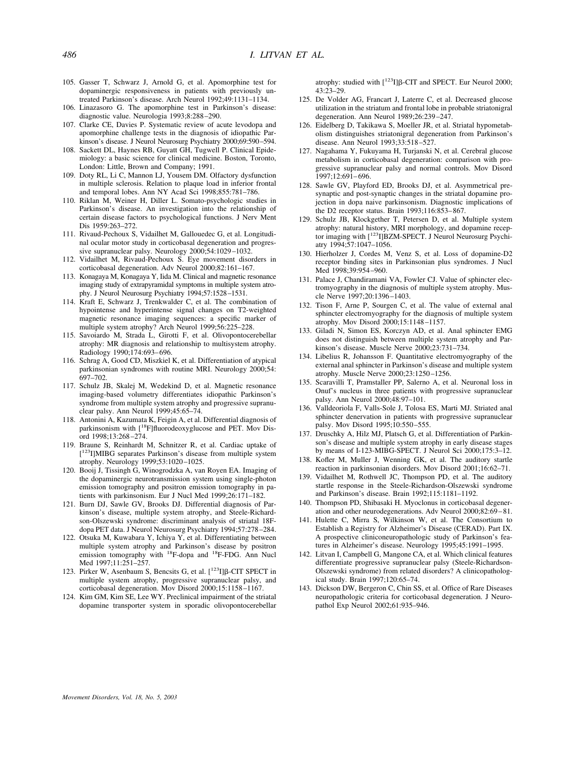105. Gasser T, Schwarz J, Arnold G, et al. Apomorphine test for dopaminergic responsiveness in patients with previously untreated Parkinson's disease. Arch Neurol 1992;49:1131–1134.
106. Linazasoro G. The apomorphine test in Parkinson's disease: diagnostic value. Neurologia 1993;8:288–290.
107. Clarke CE, Davies P. Systematic review of acute levodopa and apomorphine challenge tests in the diagnosis of idiopathic Parkinson's disease. J Neurol Neurosurg Psychiatry 2000;69:590–594.
108. Sackett DL, Haynes RB, Guyatt GH, Tugwell P. Clinical Epidemiology: a basic science for clinical medicine. Boston, Toronto, London: Little, Brown and Company; 1991.
109. Doty RL, Li C, Mannon LJ, Yousem DM. Olfactory dysfunction in multiple sclerosis. Relation to plaque load in inferior frontal and temporal lobes. Ann NY Acad Sci 1998;855:781–786.
110. Riklan M, Weiner H, Diller L. Somato-psychologic studies in Parkinson's disease. An investigation into the relationship of certain disease factors to psychological functions. J Nerv Ment Dis 1959:263–272.
111. Rivaud-Pechoux S, Vidailhet M, Gallouedec G, et al. Longitudinal ocular motor study in corticobasal degeneration and progressive supranuclear palsy. Neurology 2000;54:1029–1032.
112. Vidailhet M, Rivaud-Pechoux S. Eye movement disorders in corticobasal degeneration. Adv Neurol 2000;82:161–167.
113. Konagaya M, Konagaya Y, Iida M. Clinical and magnetic resonance imaging study of extrapyramidal symptoms in multiple system atrophy. J Neurol Neurosurg Psychiatry 1994;57:1528–1531.
114. Kraft E, Schwarz J, Trenkwalder C, et al. The combination of hypointense and hyperintense signal changes on T2-weighted magnetic resonance imaging sequences: a specific marker of multiple system atrophy? Arch Neurol 1999;56:225–228.
115. Savoiardo M, Strada L, Girotti F, et al. Olivopontocerebellar atrophy: MR diagnosis and relationship to multisystem atrophy. Radiology 1990;174:693–696.
116. Schrag A, Good CD, Miszkiel K, et al. Differentiation of atypical parkinsonian syndromes with routine MRI. Neurology 2000;54:697–702.
117. Schulz JB, Skalej M, Wedekind D, et al. Magnetic resonance imaging-based volumetry differentiates idiopathic Parkinson's syndrome from multiple system atrophy and progressive supranuclear palsy. Ann Neurol 1999;45:65–74.
118. Antonini A, Kazumata K, Feigin A, et al. Differential diagnosis of parkinsonism with [$^{18}$F]fluorodeoxyglucose and PET. Mov Disord 1998;13:268–274.
119. Braune S, Reinhardt M, Schnitzer R, et al. Cardiac uptake of [$^{123}$I]MIBG separates Parkinson's disease from multiple system atrophy. Neurology 1999;53:1020–1025.
120. Booij J, Tissingh G, Winogrodzka A, van Royen EA. Imaging of the dopaminergic neurotransmission system using single-photon emission tomography and positron emission tomography in patients with parkinsonism. Eur J Nucl Med 1999;26:171–182.
121. Burn DJ, Sawle GV, Brooks DJ. Differential diagnosis of Parkinson's disease, multiple system atrophy, and Steele-Richardson-Olszewski syndrome: discriminant analysis of striatal 18F-dopa PET data. J Neurol Neurosurg Psychiatry 1994;57:278–284.
122. Otsuka M, Kuwabara Y, Ichiya Y, et al. Differentiating between multiple system atrophy and Parkinson's disease by positron emission tomography with $^{18}$F-dopa and $^{18}$F-FDG. Ann Nucl Med 1997;11:251–257.
123. Pirker W, Asenbaum S, Bencsits G, et al. [$^{123}$I]β-CIT SPECT in multiple system atrophy, progressive supranuclear palsy, and corticobasal degeneration. Mov Disord 2000;15:1158–1167.
124. Kim GM, Kim SE, Lee WY. Preclinical impairment of the striatal dopamine transporter system in sporadic olivopontocerebellar atrophy: studied with [$^{123}$I]β-CIT and SPECT. Eur Neurol 2000;43:23–29.
125. De Volder AG, Francart J, Laterre C, et al. Decreased glucose utilization in the striatum and frontal lobe in probable striatonigral degeneration. Ann Neurol 1989;26:239–247.
126. Eidelberg D, Takikawa S, Moeller JR, et al. Striatal hypometabolism distinguishes striatonigral degeneration from Parkinson's disease. Ann Neurol 1993;33:518–527.
127. Nagahama Y, Fukuyama H, Turjanski N, et al. Cerebral glucose metabolism in corticobasal degeneration: comparison with progressive supranuclear palsy and normal controls. Mov Disord 1997;12:691–696.
128. Sawle GV, Playford ED, Brooks DJ, et al. Asymmetrical presynaptic and post-synaptic changes in the striatal dopamine projection in dopa naive parkinsonism. Diagnostic implications of the D2 receptor status. Brain 1993;116:853–867.
129. Schulz JB, Klockgether T, Petersen D, et al. Multiple system atrophy: natural history, MRI morphology, and dopamine receptor imaging with [$^{123}$I]BZM-SPECT. J Neurol Neurosurg Psychiatry 1994;57:1047–1056.
130. Hierholzer J, Cordes M, Venz S, et al. Loss of dopamine-D2 receptor binding sites in Parkinsonian plus syndromes. J Nucl Med 1998;39:954–960.
131. Palace J, Chandiramani VA, Fowler CJ. Value of sphincter electromyography in the diagnosis of multiple system atrophy. Muscle Nerve 1997;20:1396–1403.
132. Tison F, Arne P, Sourgen C, et al. The value of external anal sphincter electromyography for the diagnosis of multiple system atrophy. Mov Disord 2000;15:1148–1157.
133. Giladi N, Simon ES, Korczyn AD, et al. Anal sphincter EMG does not distinguish between multiple system atrophy and Parkinson's disease. Muscle Nerve 2000;23:731–734.
134. Libelius R, Johansson F. Quantitative electromyography of the external anal sphincter in Parkinson's disease and multiple system atrophy. Muscle Nerve 2000;23:1250–1256.
135. Scaravilli T, Pramstaller PP, Salerno A, et al. Neuronal loss in Onuf's nucleus in three patients with progressive supranuclear palsy. Ann Neurol 2000;48:97–101.
136. Valldeoriola F, Valls-Sole J, Tolosa ES, Marti MJ. Striated anal sphincter denervation in patients with progressive supranuclear palsy. Mov Disord 1995;10:550–555.
137. Druschky A, Hilz MJ, Platsch G, et al. Differentiation of Parkinson's disease and multiple system atrophy in early disease stages by means of I-123-MIBG-SPECT. J Neurol Sci 2000;175:3–12.
138. Kofler M, Muller J, Wenning GK, et al. The auditory startle reaction in parkinsonian disorders. Mov Disord 2001;16:62–71.
139. Vidailhet M, Rothwell JC, Thompson PD, et al. The auditory startle response in the Steele-Richardson-Olszewski syndrome and Parkinson's disease. Brain 1992;115:1181–1192.
140. Thompson PD, Shibasaki H. Myoclonus in corticobasal degeneration and other neurodegenerations. Adv Neurol 2000;82:69–81.
141. Hulette C, Mirra S, Wilkinson W, et al. The Consortium to Establish a Registry for Alzheimer's Disease (CERAD). Part IX. A prospective cliniconeuropathologic study of Parkinson's features in Alzheimer's disease. Neurology 1995;45:1991–1995.
142. Litvan I, Campbell G, Mangone CA, et al. Which clinical features differentiate progressive supranuclear palsy (Steele-Richardson-Olszewski syndrome) from related disorders? A clinicopathological study. Brain 1997;120:65–74.
143. Dickson DW, Bergeron C, Chin SS, et al. Office of Rare Diseases neuropathologic criteria for corticobasal degeneration. J Neuropathol Exp Neurol 2002;61:935–946.